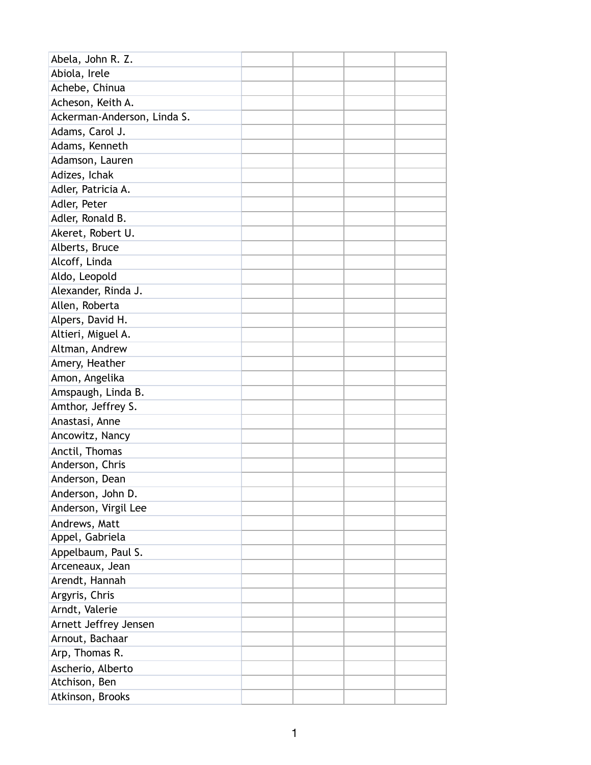| | | | | |
|---|---|---|---|---|
| Abela, John R. Z. | | | | |
| Abiola, Irele | | | | |
| Achebe, Chinua | | | | |
| Acheson, Keith A. | | | | |
| Ackerman-Anderson, Linda S. | | | | |
| Adams, Carol J. | | | | |
| Adams, Kenneth | | | | |
| Adamson, Lauren | | | | |
| Adizes, Ichak | | | | |
| Adler, Patricia A. | | | | |
| Adler, Peter | | | | |
| Adler, Ronald B. | | | | |
| Akeret, Robert U. | | | | |
| Alberts, Bruce | | | | |
| Alcoff, Linda | | | | |
| Aldo, Leopold | | | | |
| Alexander, Rinda J. | | | | |
| Allen, Roberta | | | | |
| Alpers, David H. | | | | |
| Altieri, Miguel A. | | | | |
| Altman, Andrew | | | | |
| Amery, Heather | | | | |
| Amon, Angelika | | | | |
| Amspaugh, Linda B. | | | | |
| Amthor, Jeffrey S. | | | | |
| Anastasi, Anne | | | | |
| Ancowitz, Nancy | | | | |
| Anctil, Thomas | | | | |
| Anderson, Chris | | | | |
| Anderson, Dean | | | | |
| Anderson, John D. | | | | |
| Anderson, Virgil Lee | | | | |
| Andrews, Matt | | | | |
| Appel, Gabriela | | | | |
| Appelbaum, Paul S. | | | | |
| Arceneaux, Jean | | | | |
| Arendt, Hannah | | | | |
| Argyris, Chris | | | | |
| Arndt, Valerie | | | | |
| Arnett Jeffrey Jensen | | | | |
| Arnout, Bachaar | | | | |
| Arp, Thomas R. | | | | |
| Ascherio, Alberto | | | | |
| Atchison, Ben | | | | |
| Atkinson, Brooks | | | | |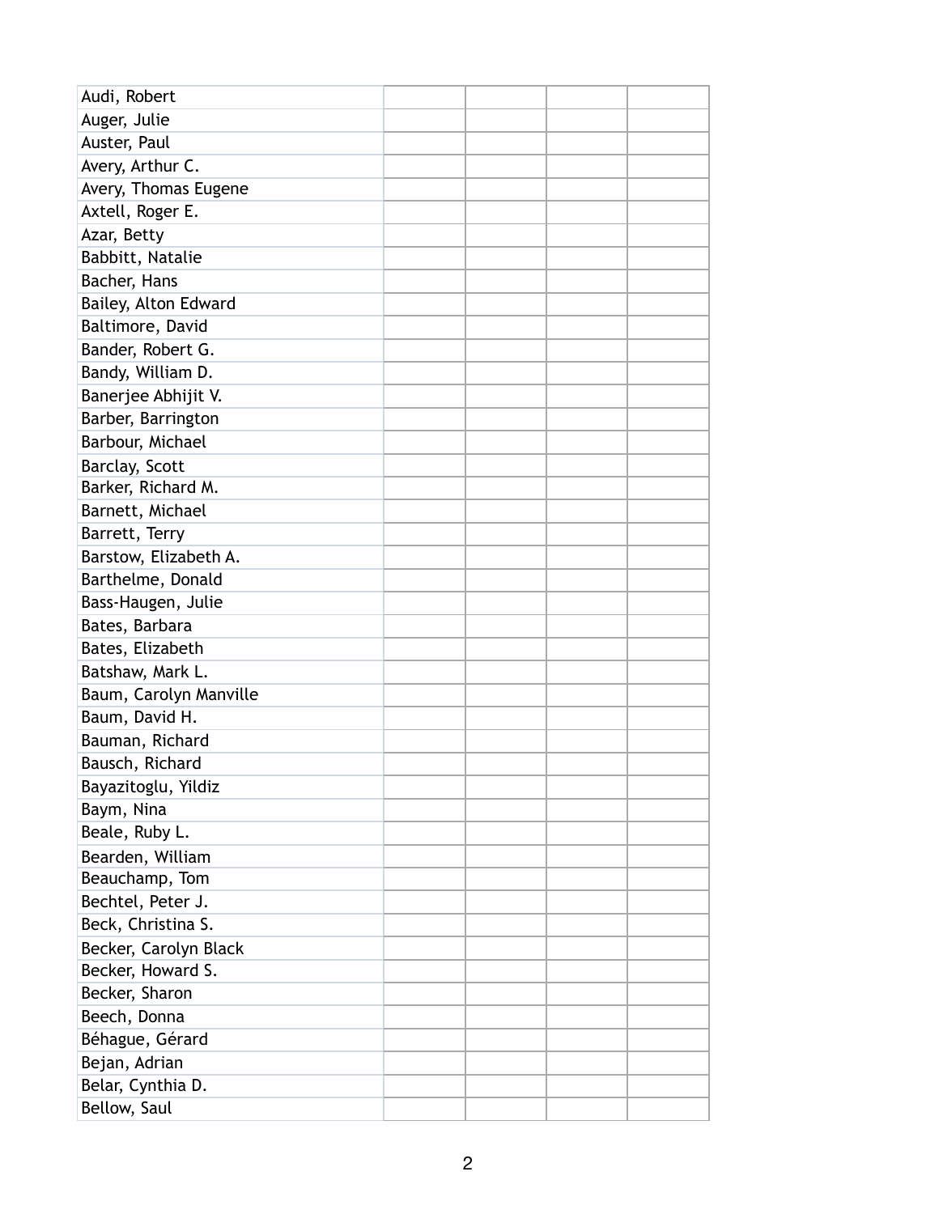| Audi, Robert | | | | |
|---|---|---|---|---|
| Auger, Julie | | | | |
| Auster, Paul | | | | |
| Avery, Arthur C. | | | | |
| Avery, Thomas Eugene | | | | |
| Axtell, Roger E. | | | | |
| Azar, Betty | | | | |
| Babbitt, Natalie | | | | |
| Bacher, Hans | | | | |
| Bailey, Alton Edward | | | | |
| Baltimore, David | | | | |
| Bander, Robert G. | | | | |
| Bandy, William D. | | | | |
| Banerjee Abhijit V. | | | | |
| Barber, Barrington | | | | |
| Barbour, Michael | | | | |
| Barclay, Scott | | | | |
| Barker, Richard M. | | | | |
| Barnett, Michael | | | | |
| Barrett, Terry | | | | |
| Barstow, Elizabeth A. | | | | |
| Barthelme, Donald | | | | |
| Bass-Haugen, Julie | | | | |
| Bates, Barbara | | | | |
| Bates, Elizabeth | | | | |
| Batshaw, Mark L. | | | | |
| Baum, Carolyn Manville | | | | |
| Baum, David H. | | | | |
| Bauman, Richard | | | | |
| Bausch, Richard | | | | |
| Bayazitoglu, Yildiz | | | | |
| Baym, Nina | | | | |
| Beale, Ruby L. | | | | |
| Bearden, William | | | | |
| Beauchamp, Tom | | | | |
| Bechtel, Peter J. | | | | |
| Beck, Christina S. | | | | |
| Becker, Carolyn Black | | | | |
| Becker, Howard S. | | | | |
| Becker, Sharon | | | | |
| Beech, Donna | | | | |
| Béhague, Gérard | | | | |
| Bejan, Adrian | | | | |
| Belar, Cynthia D. | | | | |
| Bellow, Saul | | | | |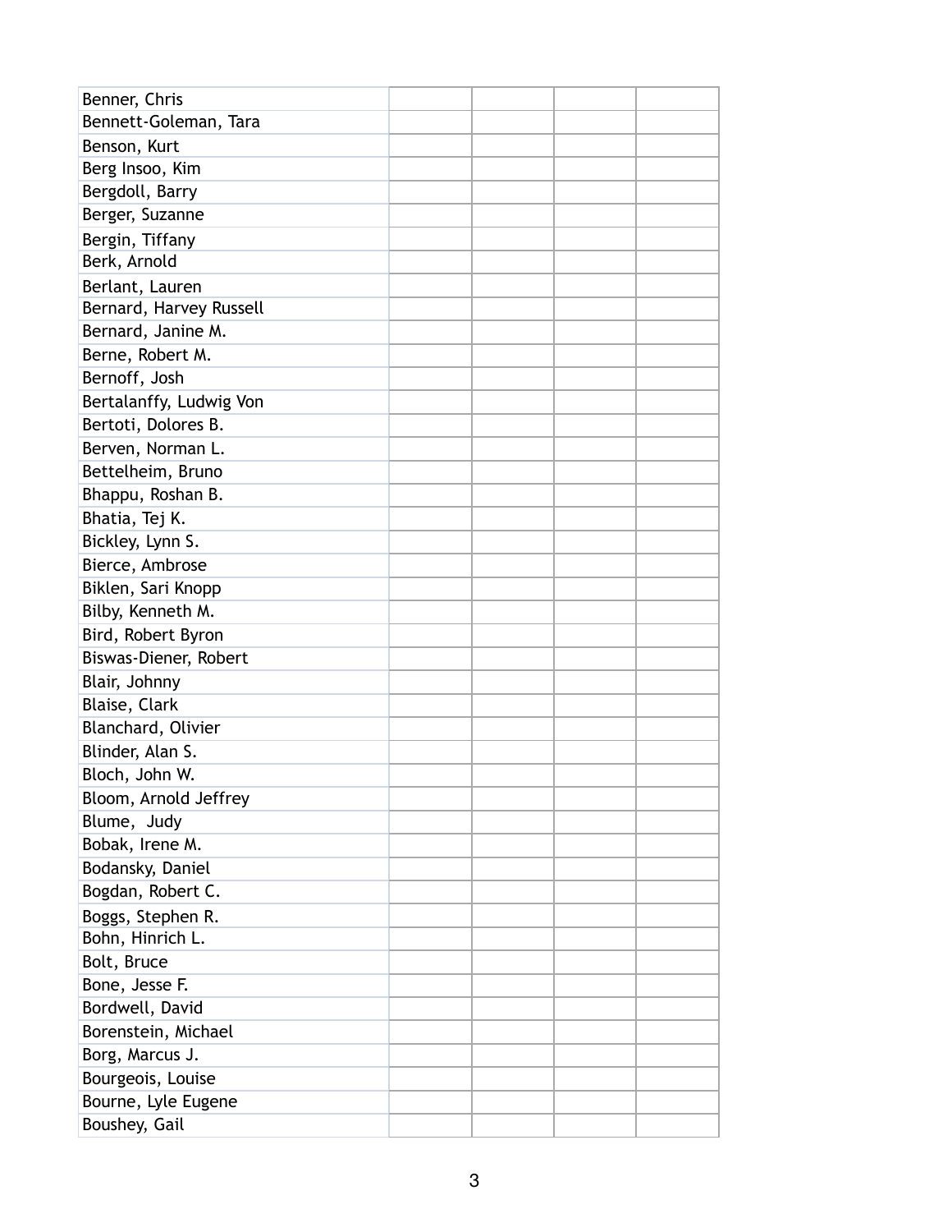| | | | | |
|---|---|---|---|---|
| Benner, Chris | | | | |
| Bennett-Goleman, Tara | | | | |
| Benson, Kurt | | | | |
| Berg Insoo, Kim | | | | |
| Bergdoll, Barry | | | | |
| Berger, Suzanne | | | | |
| Bergin, Tiffany | | | | |
| Berk, Arnold | | | | |
| Berlant, Lauren | | | | |
| Bernard, Harvey Russell | | | | |
| Bernard, Janine M. | | | | |
| Berne, Robert M. | | | | |
| Bernoff, Josh | | | | |
| Bertalanffy, Ludwig Von | | | | |
| Bertoti, Dolores B. | | | | |
| Berven, Norman L. | | | | |
| Bettelheim, Bruno | | | | |
| Bhappu, Roshan B. | | | | |
| Bhatia, Tej K. | | | | |
| Bickley, Lynn S. | | | | |
| Bierce, Ambrose | | | | |
| Biklen, Sari Knopp | | | | |
| Bilby, Kenneth M. | | | | |
| Bird, Robert Byron | | | | |
| Biswas-Diener, Robert | | | | |
| Blair, Johnny | | | | |
| Blaise, Clark | | | | |
| Blanchard, Olivier | | | | |
| Blinder, Alan S. | | | | |
| Bloch, John W. | | | | |
| Bloom, Arnold Jeffrey | | | | |
| Blume, Judy | | | | |
| Bobak, Irene M. | | | | |
| Bodansky, Daniel | | | | |
| Bogdan, Robert C. | | | | |
| Boggs, Stephen R. | | | | |
| Bohn, Hinrich L. | | | | |
| Bolt, Bruce | | | | |
| Bone, Jesse F. | | | | |
| Bordwell, David | | | | |
| Borenstein, Michael | | | | |
| Borg, Marcus J. | | | | |
| Bourgeois, Louise | | | | |
| Bourne, Lyle Eugene | | | | |
| Boushey, Gail | | | | |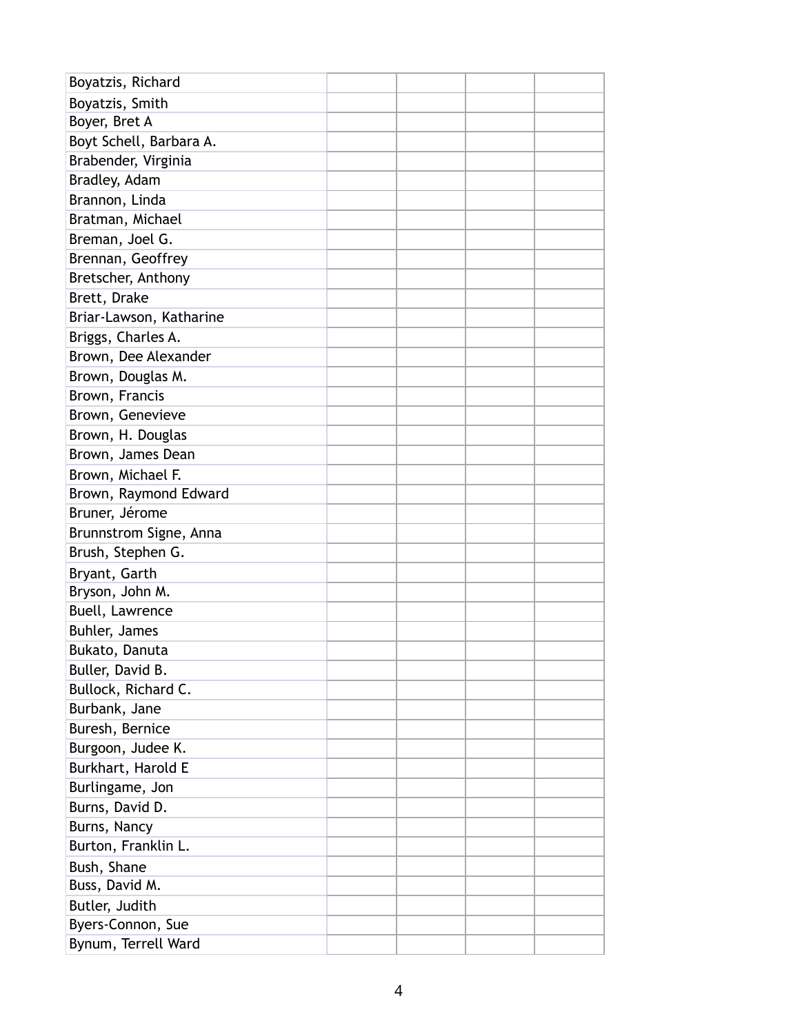| | | | | |
|---|---|---|---|---|
| Boyatzis, Richard | | | | |
| Boyatzis, Smith | | | | |
| Boyer, Bret A | | | | |
| Boyt Schell, Barbara A. | | | | |
| Brabender, Virginia | | | | |
| Bradley, Adam | | | | |
| Brannon, Linda | | | | |
| Bratman, Michael | | | | |
| Breman, Joel G. | | | | |
| Brennan, Geoffrey | | | | |
| Bretscher, Anthony | | | | |
| Brett, Drake | | | | |
| Briar-Lawson, Katharine | | | | |
| Briggs, Charles A. | | | | |
| Brown, Dee Alexander | | | | |
| Brown, Douglas M. | | | | |
| Brown, Francis | | | | |
| Brown, Genevieve | | | | |
| Brown, H. Douglas | | | | |
| Brown, James Dean | | | | |
| Brown, Michael F. | | | | |
| Brown, Raymond Edward | | | | |
| Bruner, Jérome | | | | |
| Brunnstrom Signe, Anna | | | | |
| Brush, Stephen G. | | | | |
| Bryant, Garth | | | | |
| Bryson, John M. | | | | |
| Buell, Lawrence | | | | |
| Buhler, James | | | | |
| Bukato, Danuta | | | | |
| Buller, David B. | | | | |
| Bullock, Richard C. | | | | |
| Burbank, Jane | | | | |
| Buresh, Bernice | | | | |
| Burgoon, Judee K. | | | | |
| Burkhart, Harold E | | | | |
| Burlingame, Jon | | | | |
| Burns, David D. | | | | |
| Burns, Nancy | | | | |
| Burton, Franklin L. | | | | |
| Bush, Shane | | | | |
| Buss, David M. | | | | |
| Butler, Judith | | | | |
| Byers-Connon, Sue | | | | |
| Bynum, Terrell Ward | | | | |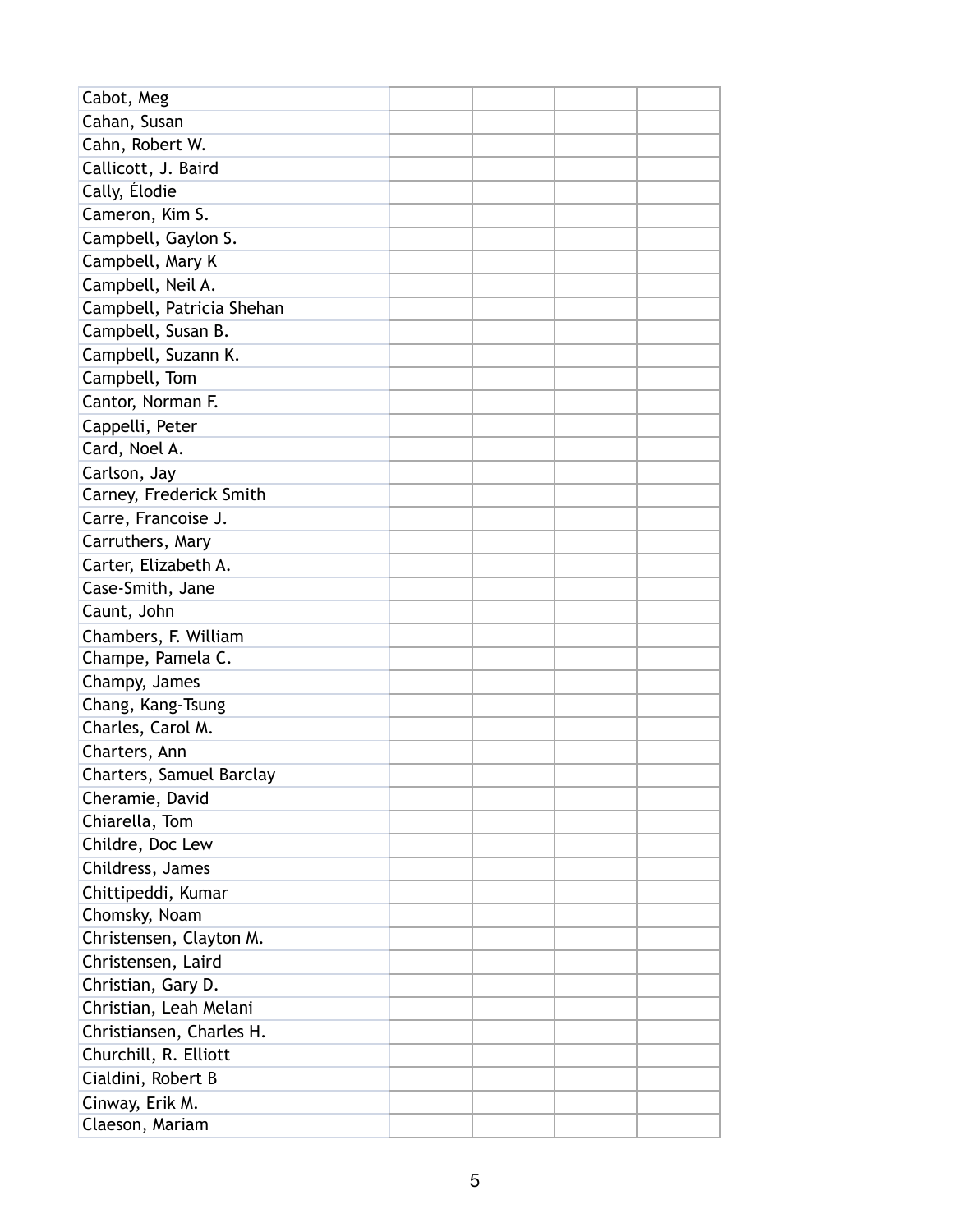| | | | | |
|---|---|---|---|---|
| Cabot, Meg | | | | |
| Cahan, Susan | | | | |
| Cahn, Robert W. | | | | |
| Callicott, J. Baird | | | | |
| Cally, Élodie | | | | |
| Cameron, Kim S. | | | | |
| Campbell, Gaylon S. | | | | |
| Campbell, Mary K | | | | |
| Campbell, Neil A. | | | | |
| Campbell, Patricia Shehan | | | | |
| Campbell, Susan B. | | | | |
| Campbell, Suzann K. | | | | |
| Campbell, Tom | | | | |
| Cantor, Norman F. | | | | |
| Cappelli, Peter | | | | |
| Card, Noel A. | | | | |
| Carlson, Jay | | | | |
| Carney, Frederick Smith | | | | |
| Carre, Francoise J. | | | | |
| Carruthers, Mary | | | | |
| Carter, Elizabeth A. | | | | |
| Case-Smith, Jane | | | | |
| Caunt, John | | | | |
| Chambers, F. William | | | | |
| Champe, Pamela C. | | | | |
| Champy, James | | | | |
| Chang, Kang-Tsung | | | | |
| Charles, Carol M. | | | | |
| Charters, Ann | | | | |
| Charters, Samuel Barclay | | | | |
| Cheramie, David | | | | |
| Chiarella, Tom | | | | |
| Childre, Doc Lew | | | | |
| Childress, James | | | | |
| Chittipeddi, Kumar | | | | |
| Chomsky, Noam | | | | |
| Christensen, Clayton M. | | | | |
| Christensen, Laird | | | | |
| Christian, Gary D. | | | | |
| Christian, Leah Melani | | | | |
| Christiansen, Charles H. | | | | |
| Churchill, R. Elliott | | | | |
| Cialdini, Robert B | | | | |
| Cinway, Erik M. | | | | |
| Claeson, Mariam | | | | |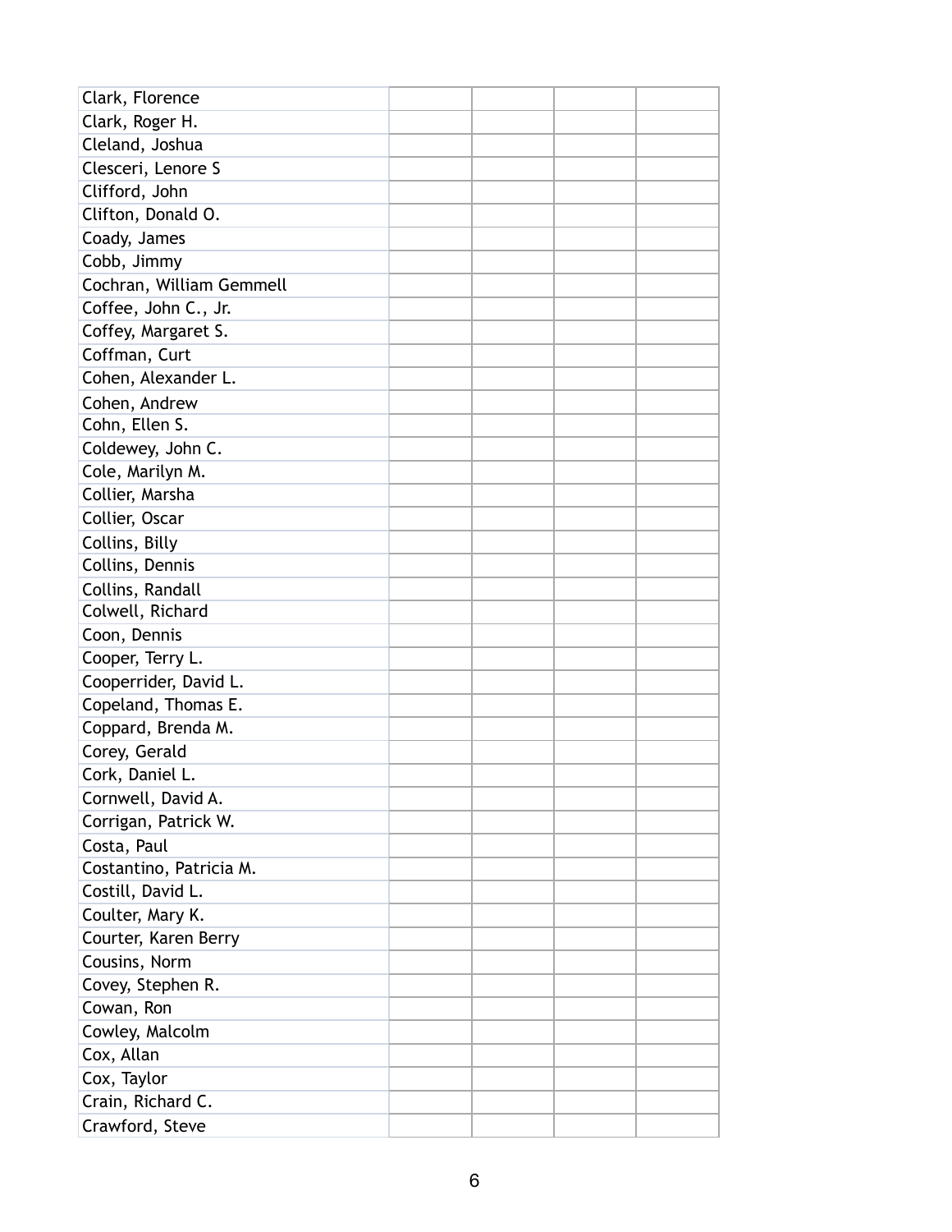| | | | | |
|---|---|---|---|---|
| Clark, Florence | | | | |
| Clark, Roger H. | | | | |
| Cleland, Joshua | | | | |
| Clesceri, Lenore S | | | | |
| Clifford, John | | | | |
| Clifton, Donald O. | | | | |
| Coady, James | | | | |
| Cobb, Jimmy | | | | |
| Cochran, William Gemmell | | | | |
| Coffee, John C., Jr. | | | | |
| Coffey, Margaret S. | | | | |
| Coffman, Curt | | | | |
| Cohen, Alexander L. | | | | |
| Cohen, Andrew | | | | |
| Cohn, Ellen S. | | | | |
| Coldewey, John C. | | | | |
| Cole, Marilyn M. | | | | |
| Collier, Marsha | | | | |
| Collier, Oscar | | | | |
| Collins, Billy | | | | |
| Collins, Dennis | | | | |
| Collins, Randall | | | | |
| Colwell, Richard | | | | |
| Coon, Dennis | | | | |
| Cooper, Terry L. | | | | |
| Cooperrider, David L. | | | | |
| Copeland, Thomas E. | | | | |
| Coppard, Brenda M. | | | | |
| Corey, Gerald | | | | |
| Cork, Daniel L. | | | | |
| Cornwell, David A. | | | | |
| Corrigan, Patrick W. | | | | |
| Costa, Paul | | | | |
| Costantino, Patricia M. | | | | |
| Costill, David L. | | | | |
| Coulter, Mary K. | | | | |
| Courter, Karen Berry | | | | |
| Cousins, Norm | | | | |
| Covey, Stephen R. | | | | |
| Cowan, Ron | | | | |
| Cowley, Malcolm | | | | |
| Cox, Allan | | | | |
| Cox, Taylor | | | | |
| Crain, Richard C. | | | | |
| Crawford, Steve | | | | |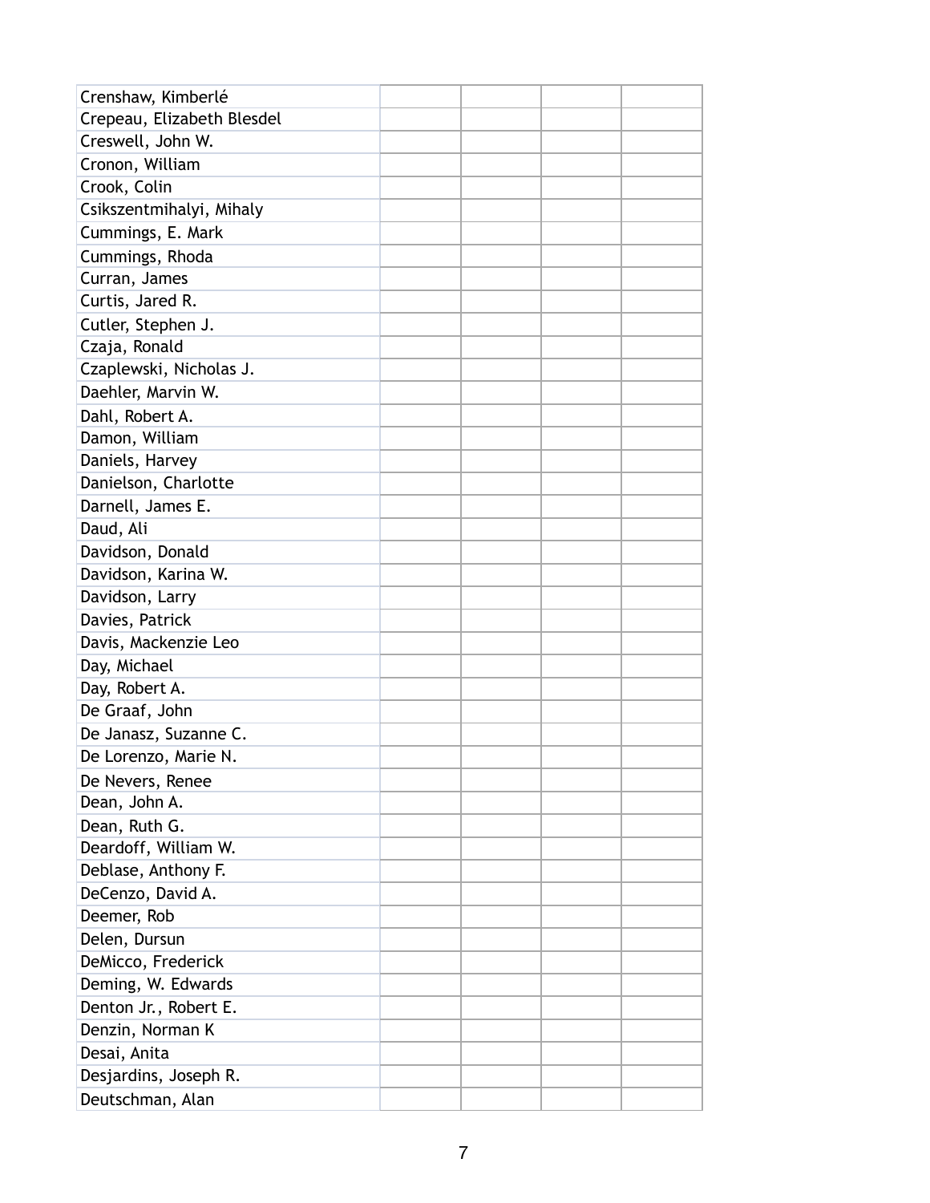| | | | | |
|---|---|---|---|---|
| Crenshaw, Kimberlé | | | | |
| Crepeau, Elizabeth Blesdel | | | | |
| Creswell, John W. | | | | |
| Cronon, William | | | | |
| Crook, Colin | | | | |
| Csikszentmihalyi, Mihaly | | | | |
| Cummings, E. Mark | | | | |
| Cummings, Rhoda | | | | |
| Curran, James | | | | |
| Curtis, Jared R. | | | | |
| Cutler, Stephen J. | | | | |
| Czaja, Ronald | | | | |
| Czaplewski, Nicholas J. | | | | |
| Daehler, Marvin W. | | | | |
| Dahl, Robert A. | | | | |
| Damon, William | | | | |
| Daniels, Harvey | | | | |
| Danielson, Charlotte | | | | |
| Darnell, James E. | | | | |
| Daud, Ali | | | | |
| Davidson, Donald | | | | |
| Davidson, Karina W. | | | | |
| Davidson, Larry | | | | |
| Davies, Patrick | | | | |
| Davis, Mackenzie Leo | | | | |
| Day, Michael | | | | |
| Day, Robert A. | | | | |
| De Graaf, John | | | | |
| De Janasz, Suzanne C. | | | | |
| De Lorenzo, Marie N. | | | | |
| De Nevers, Renee | | | | |
| Dean, John A. | | | | |
| Dean, Ruth G. | | | | |
| Deardoff, William W. | | | | |
| Deblase, Anthony F. | | | | |
| DeCenzo, David A. | | | | |
| Deemer, Rob | | | | |
| Delen, Dursun | | | | |
| DeMicco, Frederick | | | | |
| Deming, W. Edwards | | | | |
| Denton Jr., Robert E. | | | | |
| Denzin, Norman K | | | | |
| Desai, Anita | | | | |
| Desjardins, Joseph R. | | | | |
| Deutschman, Alan | | | | |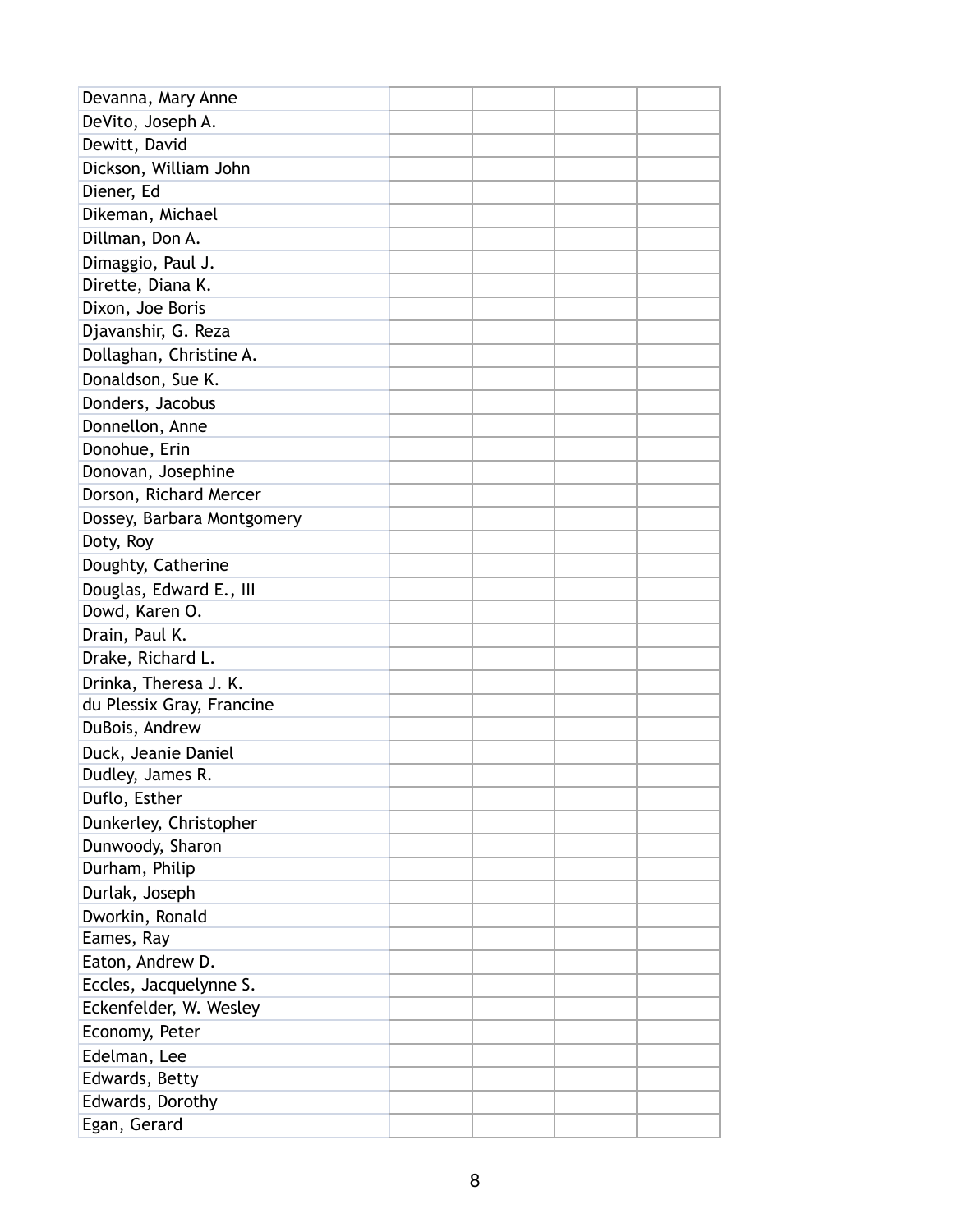| | | | | |
|---|---|---|---|---|
| Devanna, Mary Anne | | | | |
| DeVito, Joseph A. | | | | |
| Dewitt, David | | | | |
| Dickson, William John | | | | |
| Diener, Ed | | | | |
| Dikeman, Michael | | | | |
| Dillman, Don A. | | | | |
| Dimaggio, Paul J. | | | | |
| Dirette, Diana K. | | | | |
| Dixon, Joe Boris | | | | |
| Djavanshir, G. Reza | | | | |
| Dollaghan, Christine A. | | | | |
| Donaldson, Sue K. | | | | |
| Donders, Jacobus | | | | |
| Donnellon, Anne | | | | |
| Donohue, Erin | | | | |
| Donovan, Josephine | | | | |
| Dorson, Richard Mercer | | | | |
| Dossey, Barbara Montgomery | | | | |
| Doty, Roy | | | | |
| Doughty, Catherine | | | | |
| Douglas, Edward E., III | | | | |
| Dowd, Karen O. | | | | |
| Drain, Paul K. | | | | |
| Drake, Richard L. | | | | |
| Drinka, Theresa J. K. | | | | |
| du Plessix Gray, Francine | | | | |
| DuBois, Andrew | | | | |
| Duck, Jeanie Daniel | | | | |
| Dudley, James R. | | | | |
| Duflo, Esther | | | | |
| Dunkerley, Christopher | | | | |
| Dunwoody, Sharon | | | | |
| Durham, Philip | | | | |
| Durlak, Joseph | | | | |
| Dworkin, Ronald | | | | |
| Eames, Ray | | | | |
| Eaton, Andrew D. | | | | |
| Eccles, Jacquelynne S. | | | | |
| Eckenfelder, W. Wesley | | | | |
| Economy, Peter | | | | |
| Edelman, Lee | | | | |
| Edwards, Betty | | | | |
| Edwards, Dorothy | | | | |
| Egan, Gerard | | | | |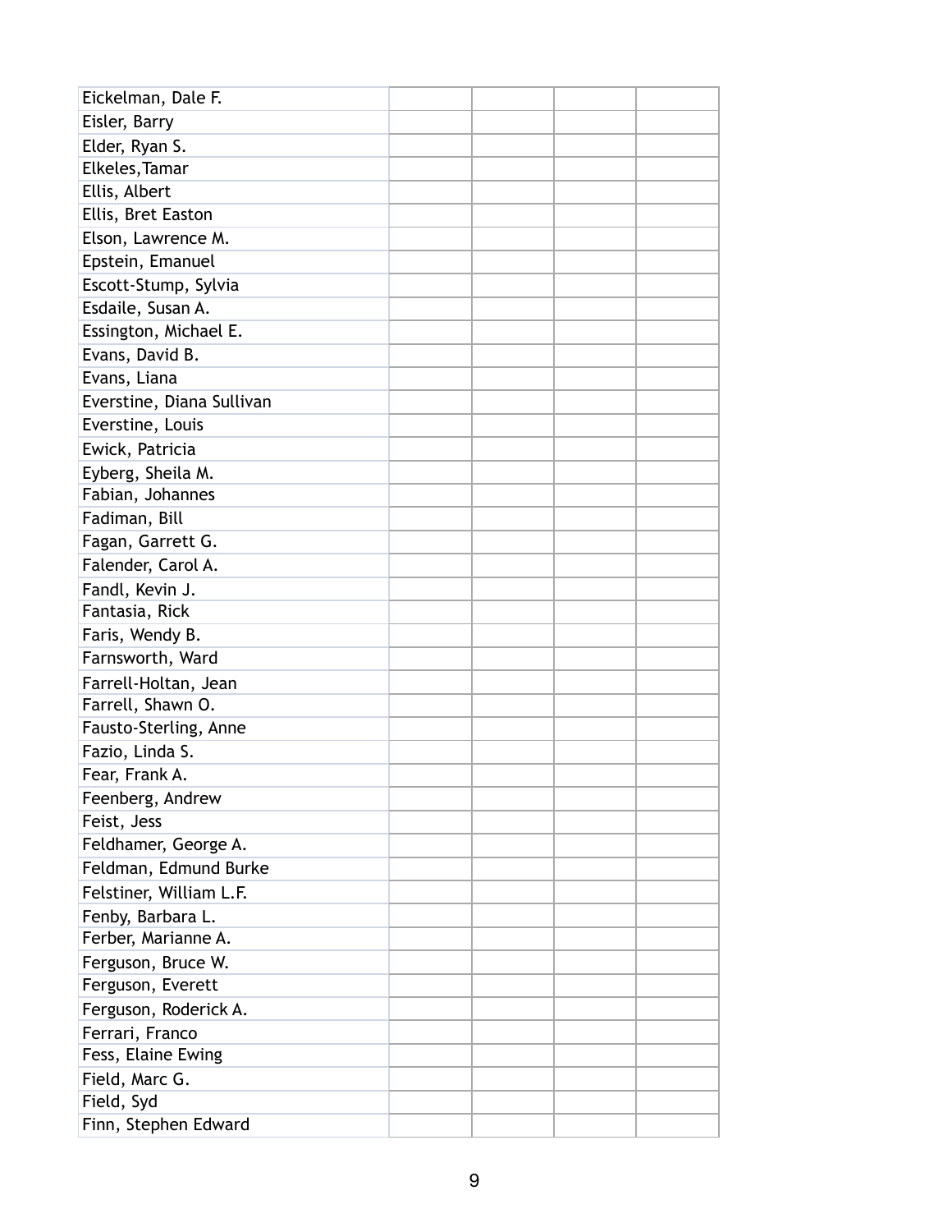| | | | | |
|---|---|---|---|---|
| Eickelman, Dale F. | | | | |
| Eisler, Barry | | | | |
| Elder, Ryan S. | | | | |
| Elkeles,Tamar | | | | |
| Ellis, Albert | | | | |
| Ellis, Bret Easton | | | | |
| Elson, Lawrence M. | | | | |
| Epstein, Emanuel | | | | |
| Escott-Stump, Sylvia | | | | |
| Esdaile, Susan A. | | | | |
| Essington, Michael E. | | | | |
| Evans, David B. | | | | |
| Evans, Liana | | | | |
| Everstine, Diana Sullivan | | | | |
| Everstine, Louis | | | | |
| Ewick, Patricia | | | | |
| Eyberg, Sheila M. | | | | |
| Fabian, Johannes | | | | |
| Fadiman, Bill | | | | |
| Fagan, Garrett G. | | | | |
| Falender, Carol A. | | | | |
| Fandl, Kevin J. | | | | |
| Fantasia, Rick | | | | |
| Faris, Wendy B. | | | | |
| Farnsworth, Ward | | | | |
| Farrell-Holtan, Jean | | | | |
| Farrell, Shawn O. | | | | |
| Fausto-Sterling, Anne | | | | |
| Fazio, Linda S. | | | | |
| Fear, Frank A. | | | | |
| Feenberg, Andrew | | | | |
| Feist, Jess | | | | |
| Feldhamer, George A. | | | | |
| Feldman, Edmund Burke | | | | |
| Felstiner, William L.F. | | | | |
| Fenby, Barbara L. | | | | |
| Ferber, Marianne A. | | | | |
| Ferguson, Bruce W. | | | | |
| Ferguson, Everett | | | | |
| Ferguson, Roderick A. | | | | |
| Ferrari, Franco | | | | |
| Fess, Elaine Ewing | | | | |
| Field, Marc G. | | | | |
| Field, Syd | | | | |
| Finn, Stephen Edward | | | | |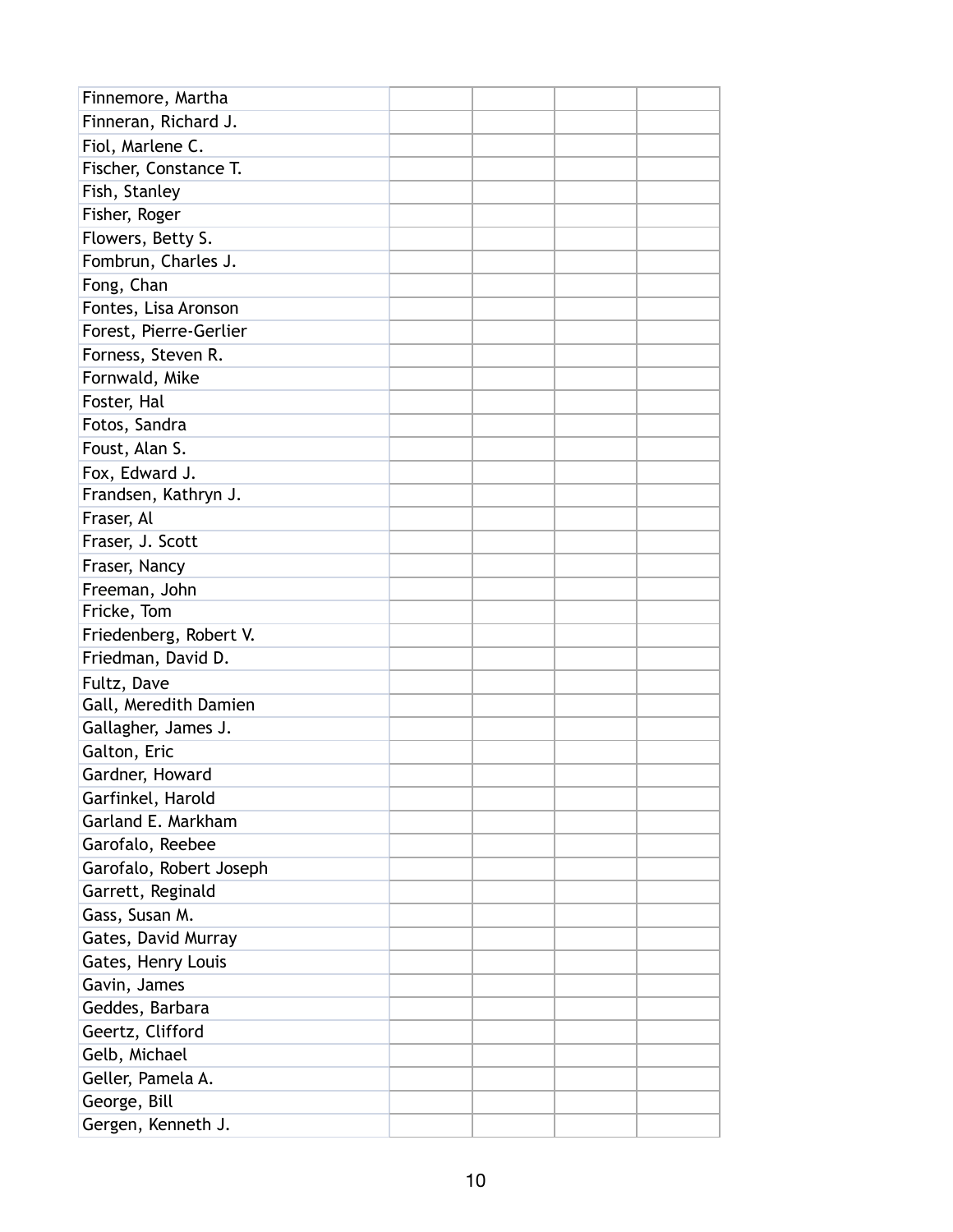| | | | | |
|---|---|---|---|---|
| Finnemore, Martha | | | | |
| Finneran, Richard J. | | | | |
| Fiol, Marlene C. | | | | |
| Fischer, Constance T. | | | | |
| Fish, Stanley | | | | |
| Fisher, Roger | | | | |
| Flowers, Betty S. | | | | |
| Fombrun, Charles J. | | | | |
| Fong, Chan | | | | |
| Fontes, Lisa Aronson | | | | |
| Forest, Pierre-Gerlier | | | | |
| Forness, Steven R. | | | | |
| Fornwald, Mike | | | | |
| Foster, Hal | | | | |
| Fotos, Sandra | | | | |
| Foust, Alan S. | | | | |
| Fox, Edward J. | | | | |
| Frandsen, Kathryn J. | | | | |
| Fraser, Al | | | | |
| Fraser, J. Scott | | | | |
| Fraser, Nancy | | | | |
| Freeman, John | | | | |
| Fricke, Tom | | | | |
| Friedenberg, Robert V. | | | | |
| Friedman, David D. | | | | |
| Fultz, Dave | | | | |
| Gall, Meredith Damien | | | | |
| Gallagher, James J. | | | | |
| Galton, Eric | | | | |
| Gardner, Howard | | | | |
| Garfinkel, Harold | | | | |
| Garland E. Markham | | | | |
| Garofalo, Reebee | | | | |
| Garofalo, Robert Joseph | | | | |
| Garrett, Reginald | | | | |
| Gass, Susan M. | | | | |
| Gates, David Murray | | | | |
| Gates, Henry Louis | | | | |
| Gavin, James | | | | |
| Geddes, Barbara | | | | |
| Geertz, Clifford | | | | |
| Gelb, Michael | | | | |
| Geller, Pamela A. | | | | |
| George, Bill | | | | |
| Gergen, Kenneth J. | | | | |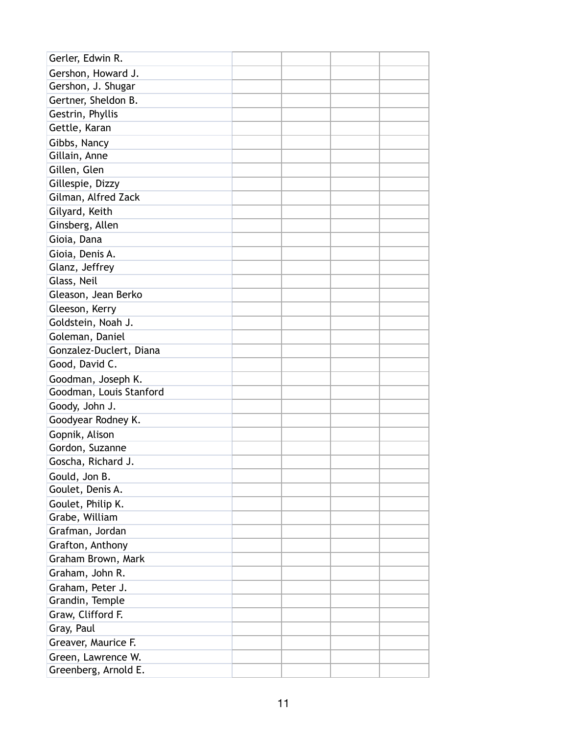| | | | | |
|---|---|---|---|---|
| Gerler, Edwin R. | | | | |
| Gershon, Howard J. | | | | |
| Gershon, J. Shugar | | | | |
| Gertner, Sheldon B. | | | | |
| Gestrin, Phyllis | | | | |
| Gettle, Karan | | | | |
| Gibbs, Nancy | | | | |
| Gillain, Anne | | | | |
| Gillen, Glen | | | | |
| Gillespie, Dizzy | | | | |
| Gilman, Alfred Zack | | | | |
| Gilyard, Keith | | | | |
| Ginsberg, Allen | | | | |
| Gioia, Dana | | | | |
| Gioia, Denis A. | | | | |
| Glanz, Jeffrey | | | | |
| Glass, Neil | | | | |
| Gleason, Jean Berko | | | | |
| Gleeson, Kerry | | | | |
| Goldstein, Noah J. | | | | |
| Goleman, Daniel | | | | |
| Gonzalez-Duclert, Diana | | | | |
| Good, David C. | | | | |
| Goodman, Joseph K. | | | | |
| Goodman, Louis Stanford | | | | |
| Goody, John J. | | | | |
| Goodyear Rodney K. | | | | |
| Gopnik, Alison | | | | |
| Gordon, Suzanne | | | | |
| Goscha, Richard J. | | | | |
| Gould, Jon B. | | | | |
| Goulet, Denis A. | | | | |
| Goulet, Philip K. | | | | |
| Grabe, William | | | | |
| Grafman, Jordan | | | | |
| Grafton, Anthony | | | | |
| Graham Brown, Mark | | | | |
| Graham, John R. | | | | |
| Graham, Peter J. | | | | |
| Grandin, Temple | | | | |
| Graw, Clifford F. | | | | |
| Gray, Paul | | | | |
| Greaver, Maurice F. | | | | |
| Green, Lawrence W. | | | | |
| Greenberg, Arnold E. | | | | |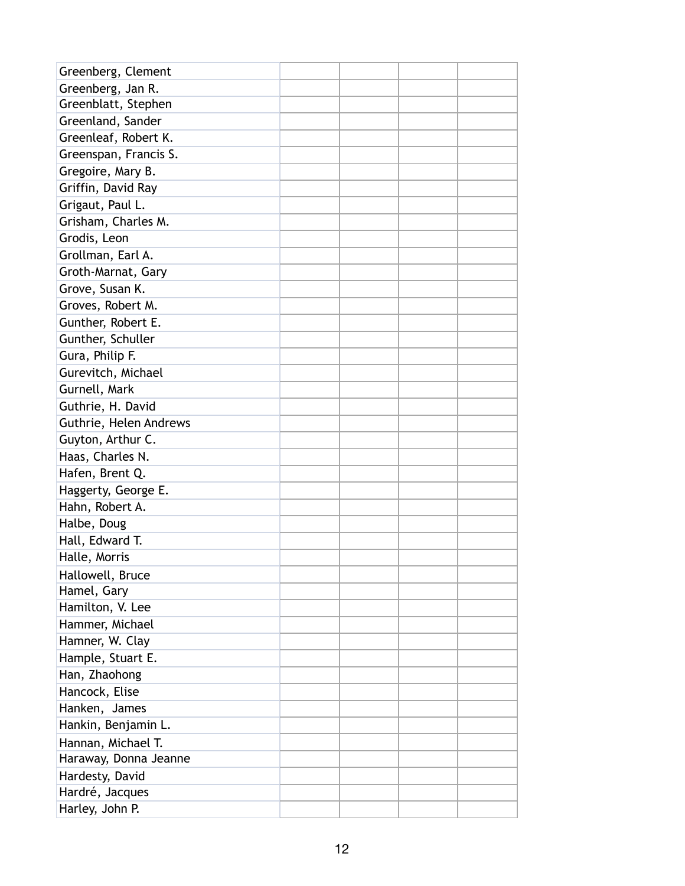| | | | | |
|---|---|---|---|---|
| Greenberg, Clement | | | | |
| Greenberg, Jan R. | | | | |
| Greenblatt, Stephen | | | | |
| Greenland, Sander | | | | |
| Greenleaf, Robert K. | | | | |
| Greenspan, Francis S. | | | | |
| Gregoire, Mary B. | | | | |
| Griffin, David Ray | | | | |
| Grigaut, Paul L. | | | | |
| Grisham, Charles M. | | | | |
| Grodis, Leon | | | | |
| Grollman, Earl A. | | | | |
| Groth-Marnat, Gary | | | | |
| Grove, Susan K. | | | | |
| Groves, Robert M. | | | | |
| Gunther, Robert E. | | | | |
| Gunther, Schuller | | | | |
| Gura, Philip F. | | | | |
| Gurevitch, Michael | | | | |
| Gurnell, Mark | | | | |
| Guthrie, H. David | | | | |
| Guthrie, Helen Andrews | | | | |
| Guyton, Arthur C. | | | | |
| Haas, Charles N. | | | | |
| Hafen, Brent Q. | | | | |
| Haggerty, George E. | | | | |
| Hahn, Robert A. | | | | |
| Halbe, Doug | | | | |
| Hall, Edward T. | | | | |
| Halle, Morris | | | | |
| Hallowell, Bruce | | | | |
| Hamel, Gary | | | | |
| Hamilton, V. Lee | | | | |
| Hammer, Michael | | | | |
| Hamner, W. Clay | | | | |
| Hample, Stuart E. | | | | |
| Han, Zhaohong | | | | |
| Hancock, Elise | | | | |
| Hanken, James | | | | |
| Hankin, Benjamin L. | | | | |
| Hannan, Michael T. | | | | |
| Haraway, Donna Jeanne | | | | |
| Hardesty, David | | | | |
| Hardré, Jacques | | | | |
| Harley, John P. | | | | |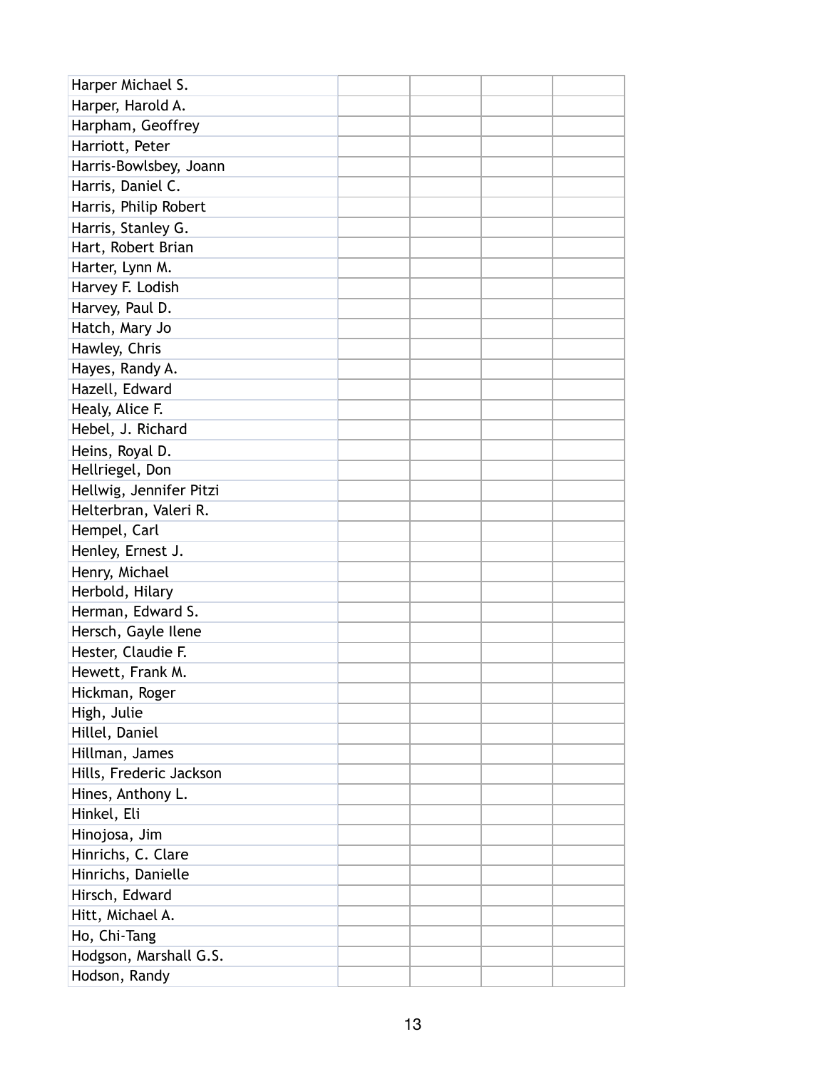| | | | | |
|---|---|---|---|---|
| Harper Michael S. | | | | |
| Harper, Harold A. | | | | |
| Harpham, Geoffrey | | | | |
| Harriott, Peter | | | | |
| Harris-Bowlsbey, Joann | | | | |
| Harris, Daniel C. | | | | |
| Harris, Philip Robert | | | | |
| Harris, Stanley G. | | | | |
| Hart, Robert Brian | | | | |
| Harter, Lynn M. | | | | |
| Harvey F. Lodish | | | | |
| Harvey, Paul D. | | | | |
| Hatch, Mary Jo | | | | |
| Hawley, Chris | | | | |
| Hayes, Randy A. | | | | |
| Hazell, Edward | | | | |
| Healy, Alice F. | | | | |
| Hebel, J. Richard | | | | |
| Heins, Royal D. | | | | |
| Hellriegel, Don | | | | |
| Hellwig, Jennifer Pitzi | | | | |
| Helterbran, Valeri R. | | | | |
| Hempel, Carl | | | | |
| Henley, Ernest J. | | | | |
| Henry, Michael | | | | |
| Herbold, Hilary | | | | |
| Herman, Edward S. | | | | |
| Hersch, Gayle Ilene | | | | |
| Hester, Claudie F. | | | | |
| Hewett, Frank M. | | | | |
| Hickman, Roger | | | | |
| High, Julie | | | | |
| Hillel, Daniel | | | | |
| Hillman, James | | | | |
| Hills, Frederic Jackson | | | | |
| Hines, Anthony L. | | | | |
| Hinkel, Eli | | | | |
| Hinojosa, Jim | | | | |
| Hinrichs, C. Clare | | | | |
| Hinrichs, Danielle | | | | |
| Hirsch, Edward | | | | |
| Hitt, Michael A. | | | | |
| Ho, Chi-Tang | | | | |
| Hodgson, Marshall G.S. | | | | |
| Hodson, Randy | | | | |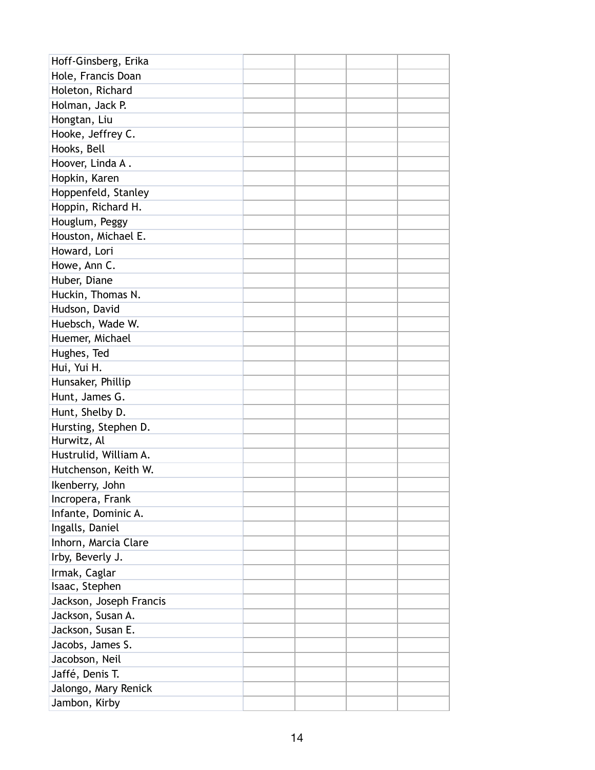| | | | | |
|---|---|---|---|---|
| Hoff-Ginsberg, Erika | | | | |
| Hole, Francis Doan | | | | |
| Holeton, Richard | | | | |
| Holman, Jack P. | | | | |
| Hongtan, Liu | | | | |
| Hooke, Jeffrey C. | | | | |
| Hooks, Bell | | | | |
| Hoover, Linda A . | | | | |
| Hopkin, Karen | | | | |
| Hoppenfeld, Stanley | | | | |
| Hoppin, Richard H. | | | | |
| Houglum, Peggy | | | | |
| Houston, Michael E. | | | | |
| Howard, Lori | | | | |
| Howe, Ann C. | | | | |
| Huber, Diane | | | | |
| Huckin, Thomas N. | | | | |
| Hudson, David | | | | |
| Huebsch, Wade W. | | | | |
| Huemer, Michael | | | | |
| Hughes, Ted | | | | |
| Hui, Yui H. | | | | |
| Hunsaker, Phillip | | | | |
| Hunt, James G. | | | | |
| Hunt, Shelby D. | | | | |
| Hursting, Stephen D. | | | | |
| Hurwitz, Al | | | | |
| Hustrulid, William A. | | | | |
| Hutchenson, Keith W. | | | | |
| Ikenberry, John | | | | |
| Incropera, Frank | | | | |
| Infante, Dominic A. | | | | |
| Ingalls, Daniel | | | | |
| Inhorn, Marcia Clare | | | | |
| Irby, Beverly J. | | | | |
| Irmak, Caglar | | | | |
| Isaac, Stephen | | | | |
| Jackson, Joseph Francis | | | | |
| Jackson, Susan A. | | | | |
| Jackson, Susan E. | | | | |
| Jacobs, James S. | | | | |
| Jacobson, Neil | | | | |
| Jaffé, Denis T. | | | | |
| Jalongo, Mary Renick | | | | |
| Jambon, Kirby | | | | |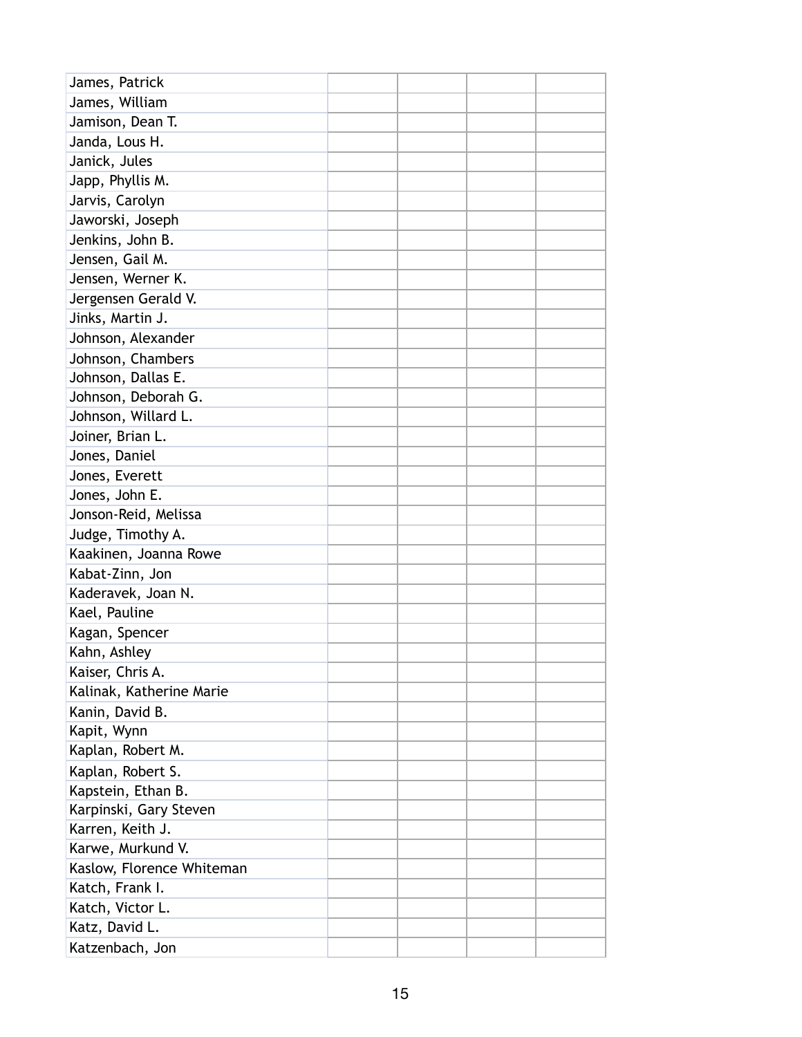| | | | | |
|---|---|---|---|---|
| James, Patrick | | | | |
| James, William | | | | |
| Jamison, Dean T. | | | | |
| Janda, Lous H. | | | | |
| Janick, Jules | | | | |
| Japp, Phyllis M. | | | | |
| Jarvis, Carolyn | | | | |
| Jaworski, Joseph | | | | |
| Jenkins, John B. | | | | |
| Jensen, Gail M. | | | | |
| Jensen, Werner K. | | | | |
| Jergensen Gerald V. | | | | |
| Jinks, Martin J. | | | | |
| Johnson, Alexander | | | | |
| Johnson, Chambers | | | | |
| Johnson, Dallas E. | | | | |
| Johnson, Deborah G. | | | | |
| Johnson, Willard L. | | | | |
| Joiner, Brian L. | | | | |
| Jones, Daniel | | | | |
| Jones, Everett | | | | |
| Jones, John E. | | | | |
| Jonson-Reid, Melissa | | | | |
| Judge, Timothy A. | | | | |
| Kaakinen, Joanna Rowe | | | | |
| Kabat-Zinn, Jon | | | | |
| Kaderavek, Joan N. | | | | |
| Kael, Pauline | | | | |
| Kagan, Spencer | | | | |
| Kahn, Ashley | | | | |
| Kaiser, Chris A. | | | | |
| Kalinak, Katherine Marie | | | | |
| Kanin, David B. | | | | |
| Kapit, Wynn | | | | |
| Kaplan, Robert M. | | | | |
| Kaplan, Robert S. | | | | |
| Kapstein, Ethan B. | | | | |
| Karpinski, Gary Steven | | | | |
| Karren, Keith J. | | | | |
| Karwe, Murkund V. | | | | |
| Kaslow, Florence Whiteman | | | | |
| Katch, Frank I. | | | | |
| Katch, Victor L. | | | | |
| Katz, David L. | | | | |
| Katzenbach, Jon | | | | |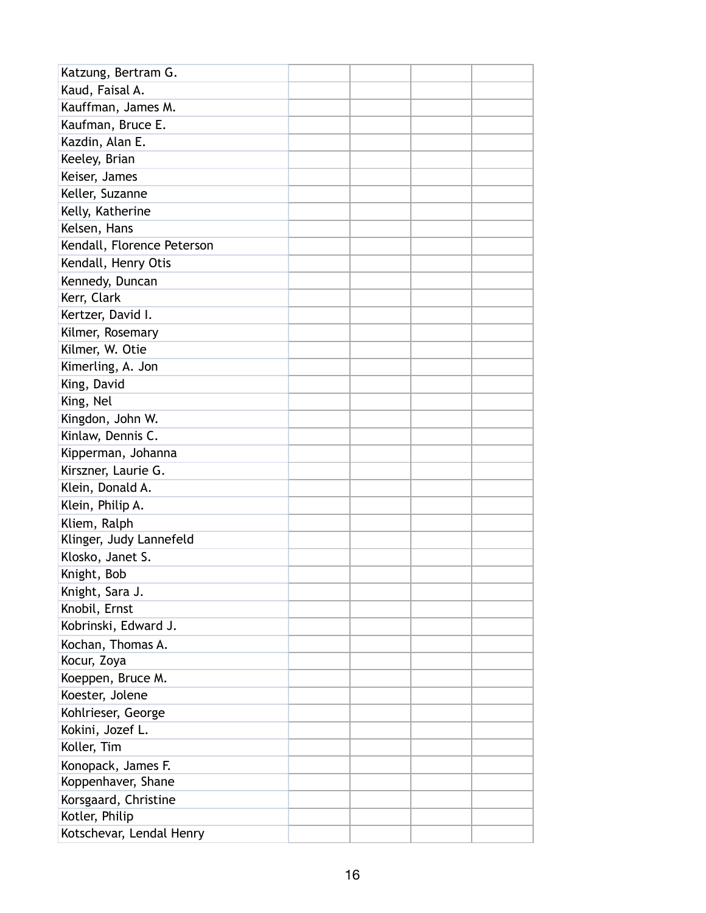| | | | | |
|---|---|---|---|---|
| Katzung, Bertram G. | | | | |
| Kaud, Faisal A. | | | | |
| Kauffman, James M. | | | | |
| Kaufman, Bruce E. | | | | |
| Kazdin, Alan E. | | | | |
| Keeley, Brian | | | | |
| Keiser, James | | | | |
| Keller, Suzanne | | | | |
| Kelly, Katherine | | | | |
| Kelsen, Hans | | | | |
| Kendall, Florence Peterson | | | | |
| Kendall, Henry Otis | | | | |
| Kennedy, Duncan | | | | |
| Kerr, Clark | | | | |
| Kertzer, David I. | | | | |
| Kilmer, Rosemary | | | | |
| Kilmer, W. Otie | | | | |
| Kimerling, A. Jon | | | | |
| King, David | | | | |
| King, Nel | | | | |
| Kingdon, John W. | | | | |
| Kinlaw, Dennis C. | | | | |
| Kipperman, Johanna | | | | |
| Kirszner, Laurie G. | | | | |
| Klein, Donald A. | | | | |
| Klein, Philip A. | | | | |
| Kliem, Ralph | | | | |
| Klinger, Judy Lannefeld | | | | |
| Klosko, Janet S. | | | | |
| Knight, Bob | | | | |
| Knight, Sara J. | | | | |
| Knobil, Ernst | | | | |
| Kobrinski, Edward J. | | | | |
| Kochan, Thomas A. | | | | |
| Kocur, Zoya | | | | |
| Koeppen, Bruce M. | | | | |
| Koester, Jolene | | | | |
| Kohlrieser, George | | | | |
| Kokini, Jozef L. | | | | |
| Koller, Tim | | | | |
| Konopack, James F. | | | | |
| Koppenhaver, Shane | | | | |
| Korsgaard, Christine | | | | |
| Kotler, Philip | | | | |
| Kotschevar, Lendal Henry | | | | |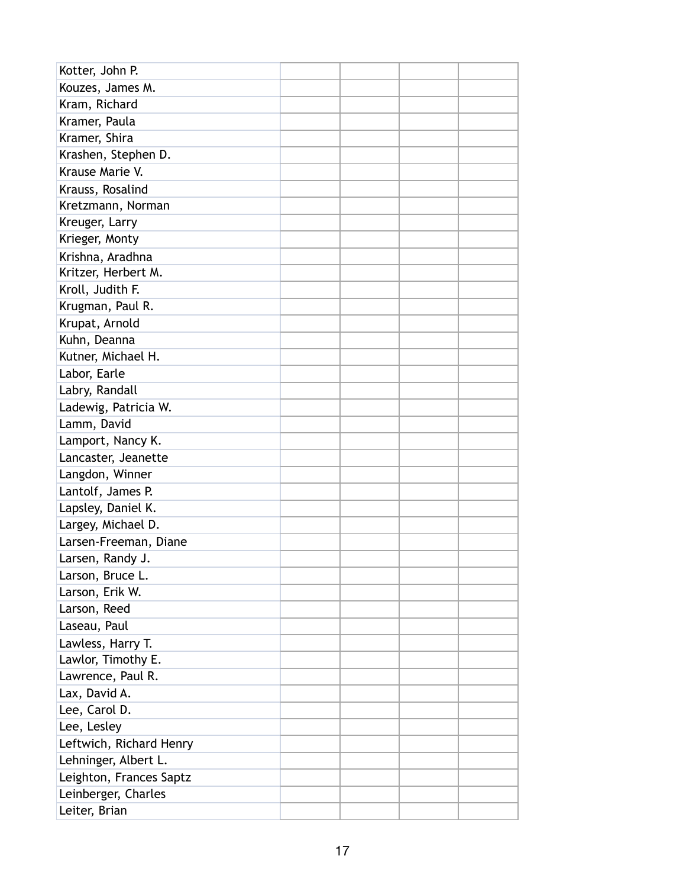| | | | | |
|---|---|---|---|---|
| Kotter, John P. | | | | |
| Kouzes, James M. | | | | |
| Kram, Richard | | | | |
| Kramer, Paula | | | | |
| Kramer, Shira | | | | |
| Krashen, Stephen D. | | | | |
| Krause Marie V. | | | | |
| Krauss, Rosalind | | | | |
| Kretzmann, Norman | | | | |
| Kreuger, Larry | | | | |
| Krieger, Monty | | | | |
| Krishna, Aradhna | | | | |
| Kritzer, Herbert M. | | | | |
| Kroll, Judith F. | | | | |
| Krugman, Paul R. | | | | |
| Krupat, Arnold | | | | |
| Kuhn, Deanna | | | | |
| Kutner, Michael H. | | | | |
| Labor, Earle | | | | |
| Labry, Randall | | | | |
| Ladewig, Patricia W. | | | | |
| Lamm, David | | | | |
| Lamport, Nancy K. | | | | |
| Lancaster, Jeanette | | | | |
| Langdon, Winner | | | | |
| Lantolf, James P. | | | | |
| Lapsley, Daniel K. | | | | |
| Largey, Michael D. | | | | |
| Larsen-Freeman, Diane | | | | |
| Larsen, Randy J. | | | | |
| Larson, Bruce L. | | | | |
| Larson, Erik W. | | | | |
| Larson, Reed | | | | |
| Laseau, Paul | | | | |
| Lawless, Harry T. | | | | |
| Lawlor, Timothy E. | | | | |
| Lawrence, Paul R. | | | | |
| Lax, David A. | | | | |
| Lee, Carol D. | | | | |
| Lee, Lesley | | | | |
| Leftwich, Richard Henry | | | | |
| Lehninger, Albert L. | | | | |
| Leighton, Frances Saptz | | | | |
| Leinberger, Charles | | | | |
| Leiter, Brian | | | | |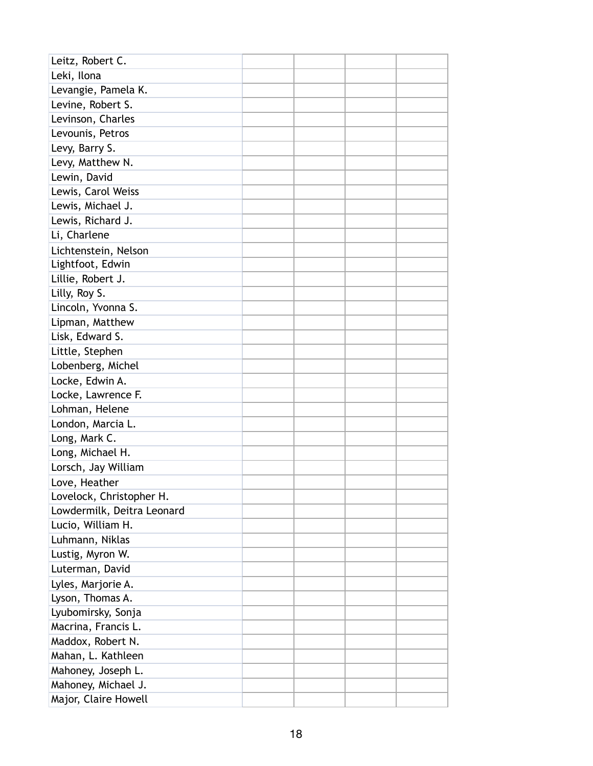| | | | | |
|---|---|---|---|---|
| Leitz, Robert C. | | | | |
| Leki, Ilona | | | | |
| Levangie, Pamela K. | | | | |
| Levine, Robert S. | | | | |
| Levinson, Charles | | | | |
| Levounis, Petros | | | | |
| Levy, Barry S. | | | | |
| Levy, Matthew N. | | | | |
| Lewin, David | | | | |
| Lewis, Carol Weiss | | | | |
| Lewis, Michael J. | | | | |
| Lewis, Richard J. | | | | |
| Li, Charlene | | | | |
| Lichtenstein, Nelson | | | | |
| Lightfoot, Edwin | | | | |
| Lillie, Robert J. | | | | |
| Lilly, Roy S. | | | | |
| Lincoln, Yvonna S. | | | | |
| Lipman, Matthew | | | | |
| Lisk, Edward S. | | | | |
| Little, Stephen | | | | |
| Lobenberg, Michel | | | | |
| Locke, Edwin A. | | | | |
| Locke, Lawrence F. | | | | |
| Lohman, Helene | | | | |
| London, Marcia L. | | | | |
| Long, Mark C. | | | | |
| Long, Michael H. | | | | |
| Lorsch, Jay William | | | | |
| Love, Heather | | | | |
| Lovelock, Christopher H. | | | | |
| Lowdermilk, Deitra Leonard | | | | |
| Lucio, William H. | | | | |
| Luhmann, Niklas | | | | |
| Lustig, Myron W. | | | | |
| Luterman, David | | | | |
| Lyles, Marjorie A. | | | | |
| Lyson, Thomas A. | | | | |
| Lyubomirsky, Sonja | | | | |
| Macrina, Francis L. | | | | |
| Maddox, Robert N. | | | | |
| Mahan, L. Kathleen | | | | |
| Mahoney, Joseph L. | | | | |
| Mahoney, Michael J. | | | | |
| Major, Claire Howell | | | | |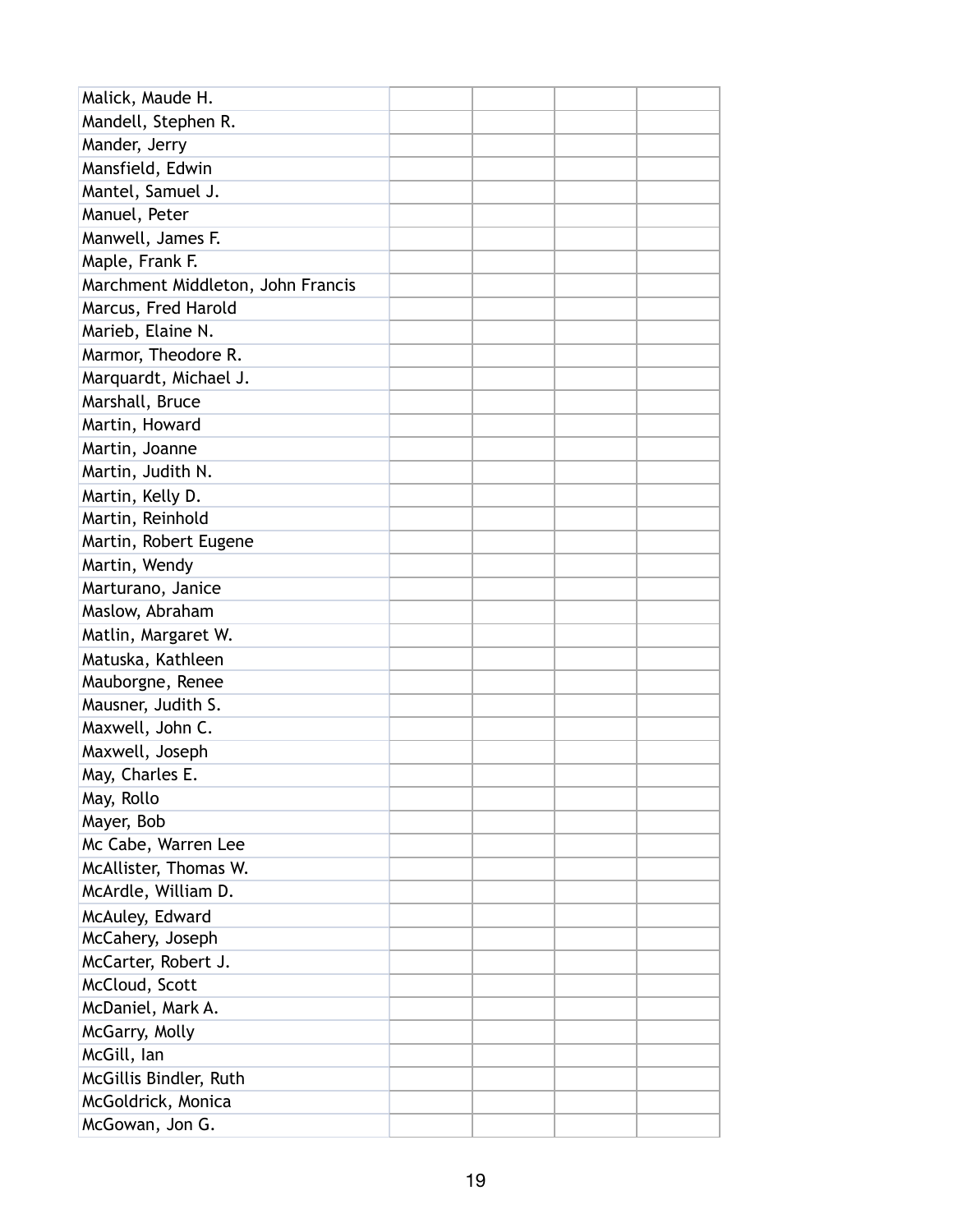| | | | | |
|---|---|---|---|---|
| Malick, Maude H. | | | | |
| Mandell, Stephen R. | | | | |
| Mander, Jerry | | | | |
| Mansfield, Edwin | | | | |
| Mantel, Samuel J. | | | | |
| Manuel, Peter | | | | |
| Manwell, James F. | | | | |
| Maple, Frank F. | | | | |
| Marchment Middleton, John Francis | | | | |
| Marcus, Fred Harold | | | | |
| Marieb, Elaine N. | | | | |
| Marmor, Theodore R. | | | | |
| Marquardt, Michael J. | | | | |
| Marshall, Bruce | | | | |
| Martin, Howard | | | | |
| Martin, Joanne | | | | |
| Martin, Judith N. | | | | |
| Martin, Kelly D. | | | | |
| Martin, Reinhold | | | | |
| Martin, Robert Eugene | | | | |
| Martin, Wendy | | | | |
| Marturano, Janice | | | | |
| Maslow, Abraham | | | | |
| Matlin, Margaret W. | | | | |
| Matuska, Kathleen | | | | |
| Mauborgne, Renee | | | | |
| Mausner, Judith S. | | | | |
| Maxwell, John C. | | | | |
| Maxwell, Joseph | | | | |
| May, Charles E. | | | | |
| May, Rollo | | | | |
| Mayer, Bob | | | | |
| Mc Cabe, Warren Lee | | | | |
| McAllister, Thomas W. | | | | |
| McArdle, William D. | | | | |
| McAuley, Edward | | | | |
| McCahery, Joseph | | | | |
| McCarter, Robert J. | | | | |
| McCloud, Scott | | | | |
| McDaniel, Mark A. | | | | |
| McGarry, Molly | | | | |
| McGill, Ian | | | | |
| McGillis Bindler, Ruth | | | | |
| McGoldrick, Monica | | | | |
| McGowan, Jon G. | | | | |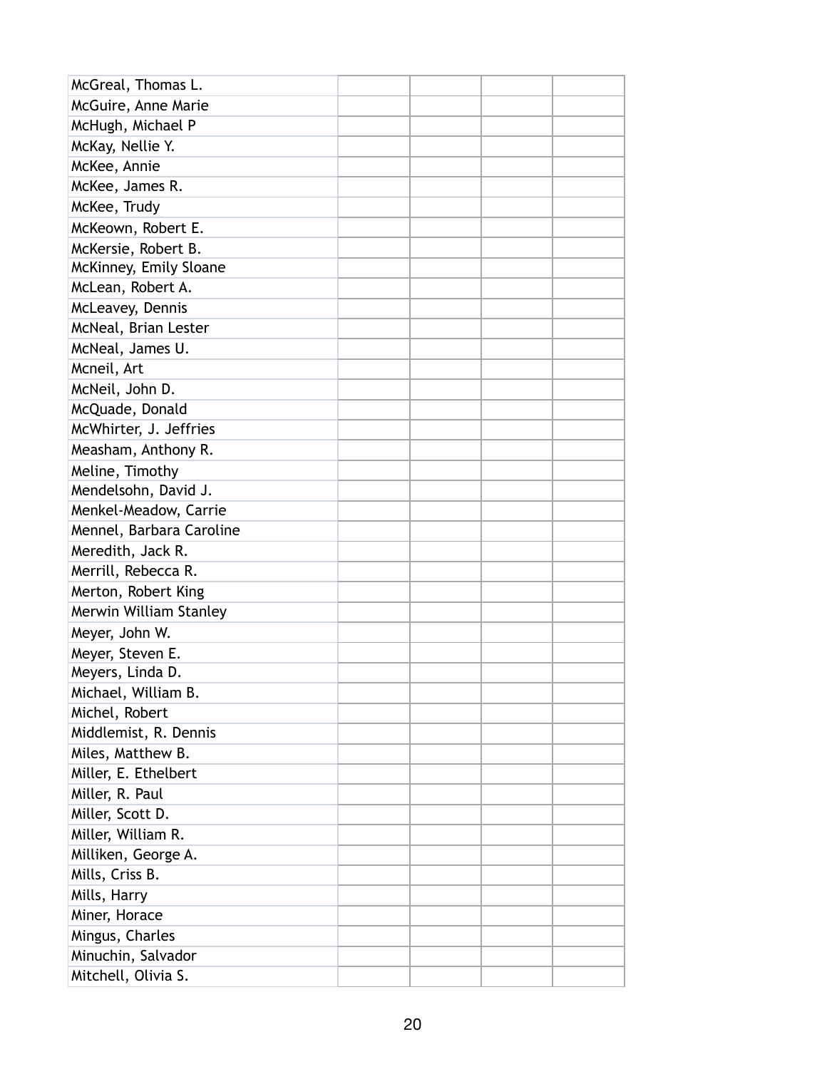| | | | | |
|---|---|---|---|---|
| McGreal, Thomas L. | | | | |
| McGuire, Anne Marie | | | | |
| McHugh, Michael P | | | | |
| McKay, Nellie Y. | | | | |
| McKee, Annie | | | | |
| McKee, James R. | | | | |
| McKee, Trudy | | | | |
| McKeown, Robert E. | | | | |
| McKersie, Robert B. | | | | |
| McKinney, Emily Sloane | | | | |
| McLean, Robert A. | | | | |
| McLeavey, Dennis | | | | |
| McNeal, Brian Lester | | | | |
| McNeal, James U. | | | | |
| Mcneil, Art | | | | |
| McNeil, John D. | | | | |
| McQuade, Donald | | | | |
| McWhirter, J. Jeffries | | | | |
| Measham, Anthony R. | | | | |
| Meline, Timothy | | | | |
| Mendelsohn, David J. | | | | |
| Menkel-Meadow, Carrie | | | | |
| Mennel, Barbara Caroline | | | | |
| Meredith, Jack R. | | | | |
| Merrill, Rebecca R. | | | | |
| Merton, Robert King | | | | |
| Merwin William Stanley | | | | |
| Meyer, John W. | | | | |
| Meyer, Steven E. | | | | |
| Meyers, Linda D. | | | | |
| Michael, William B. | | | | |
| Michel, Robert | | | | |
| Middlemist, R. Dennis | | | | |
| Miles, Matthew B. | | | | |
| Miller, E. Ethelbert | | | | |
| Miller, R. Paul | | | | |
| Miller, Scott D. | | | | |
| Miller, William R. | | | | |
| Milliken, George A. | | | | |
| Mills, Criss B. | | | | |
| Mills, Harry | | | | |
| Miner, Horace | | | | |
| Mingus, Charles | | | | |
| Minuchin, Salvador | | | | |
| Mitchell, Olivia S. | | | | |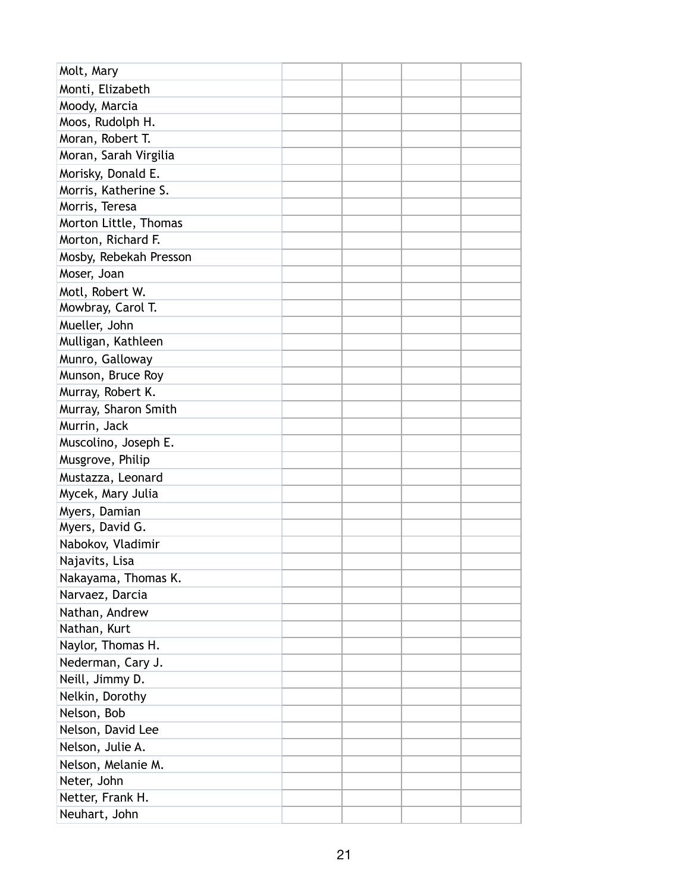| | | | | |
|---|---|---|---|---|
| Molt, Mary | | | | |
| Monti, Elizabeth | | | | |
| Moody, Marcia | | | | |
| Moos, Rudolph H. | | | | |
| Moran, Robert T. | | | | |
| Moran, Sarah Virgilia | | | | |
| Morisky, Donald E. | | | | |
| Morris, Katherine S. | | | | |
| Morris, Teresa | | | | |
| Morton Little, Thomas | | | | |
| Morton, Richard F. | | | | |
| Mosby, Rebekah Presson | | | | |
| Moser, Joan | | | | |
| Motl, Robert W. | | | | |
| Mowbray, Carol T. | | | | |
| Mueller, John | | | | |
| Mulligan, Kathleen | | | | |
| Munro, Galloway | | | | |
| Munson, Bruce Roy | | | | |
| Murray, Robert K. | | | | |
| Murray, Sharon Smith | | | | |
| Murrin, Jack | | | | |
| Muscolino, Joseph E. | | | | |
| Musgrove, Philip | | | | |
| Mustazza, Leonard | | | | |
| Mycek, Mary Julia | | | | |
| Myers, Damian | | | | |
| Myers, David G. | | | | |
| Nabokov, Vladimir | | | | |
| Najavits, Lisa | | | | |
| Nakayama, Thomas K. | | | | |
| Narvaez, Darcia | | | | |
| Nathan, Andrew | | | | |
| Nathan, Kurt | | | | |
| Naylor, Thomas H. | | | | |
| Nederman, Cary J. | | | | |
| Neill, Jimmy D. | | | | |
| Nelkin, Dorothy | | | | |
| Nelson, Bob | | | | |
| Nelson, David Lee | | | | |
| Nelson, Julie A. | | | | |
| Nelson, Melanie M. | | | | |
| Neter, John | | | | |
| Netter, Frank H. | | | | |
| Neuhart, John | | | | |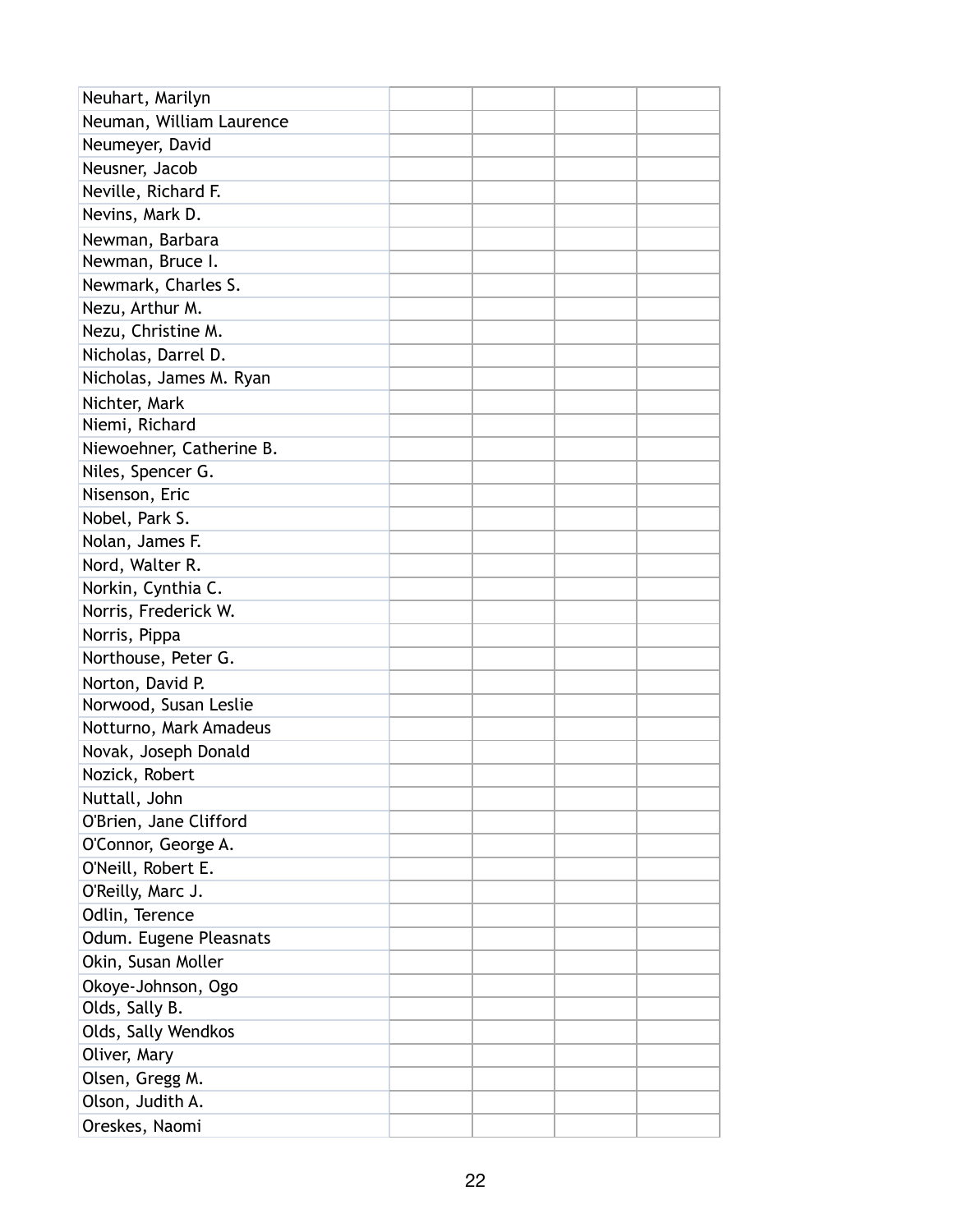| | | | | |
|---|---|---|---|---|
| Neuhart, Marilyn | | | | |
| Neuman, William Laurence | | | | |
| Neumeyer, David | | | | |
| Neusner, Jacob | | | | |
| Neville, Richard F. | | | | |
| Nevins, Mark D. | | | | |
| Newman, Barbara | | | | |
| Newman, Bruce I. | | | | |
| Newmark, Charles S. | | | | |
| Nezu, Arthur M. | | | | |
| Nezu, Christine M. | | | | |
| Nicholas, Darrel D. | | | | |
| Nicholas, James M. Ryan | | | | |
| Nichter, Mark | | | | |
| Niemi, Richard | | | | |
| Niewoehner, Catherine B. | | | | |
| Niles, Spencer G. | | | | |
| Nisenson, Eric | | | | |
| Nobel, Park S. | | | | |
| Nolan, James F. | | | | |
| Nord, Walter R. | | | | |
| Norkin, Cynthia C. | | | | |
| Norris, Frederick W. | | | | |
| Norris, Pippa | | | | |
| Northouse, Peter G. | | | | |
| Norton, David P. | | | | |
| Norwood, Susan Leslie | | | | |
| Notturno, Mark Amadeus | | | | |
| Novak, Joseph Donald | | | | |
| Nozick, Robert | | | | |
| Nuttall, John | | | | |
| O'Brien, Jane Clifford | | | | |
| O'Connor, George A. | | | | |
| O'Neill, Robert E. | | | | |
| O'Reilly, Marc J. | | | | |
| Odlin, Terence | | | | |
| Odum. Eugene Pleasnats | | | | |
| Okin, Susan Moller | | | | |
| Okoye-Johnson, Ogo | | | | |
| Olds, Sally B. | | | | |
| Olds, Sally Wendkos | | | | |
| Oliver, Mary | | | | |
| Olsen, Gregg M. | | | | |
| Olson, Judith A. | | | | |
| Oreskes, Naomi | | | | |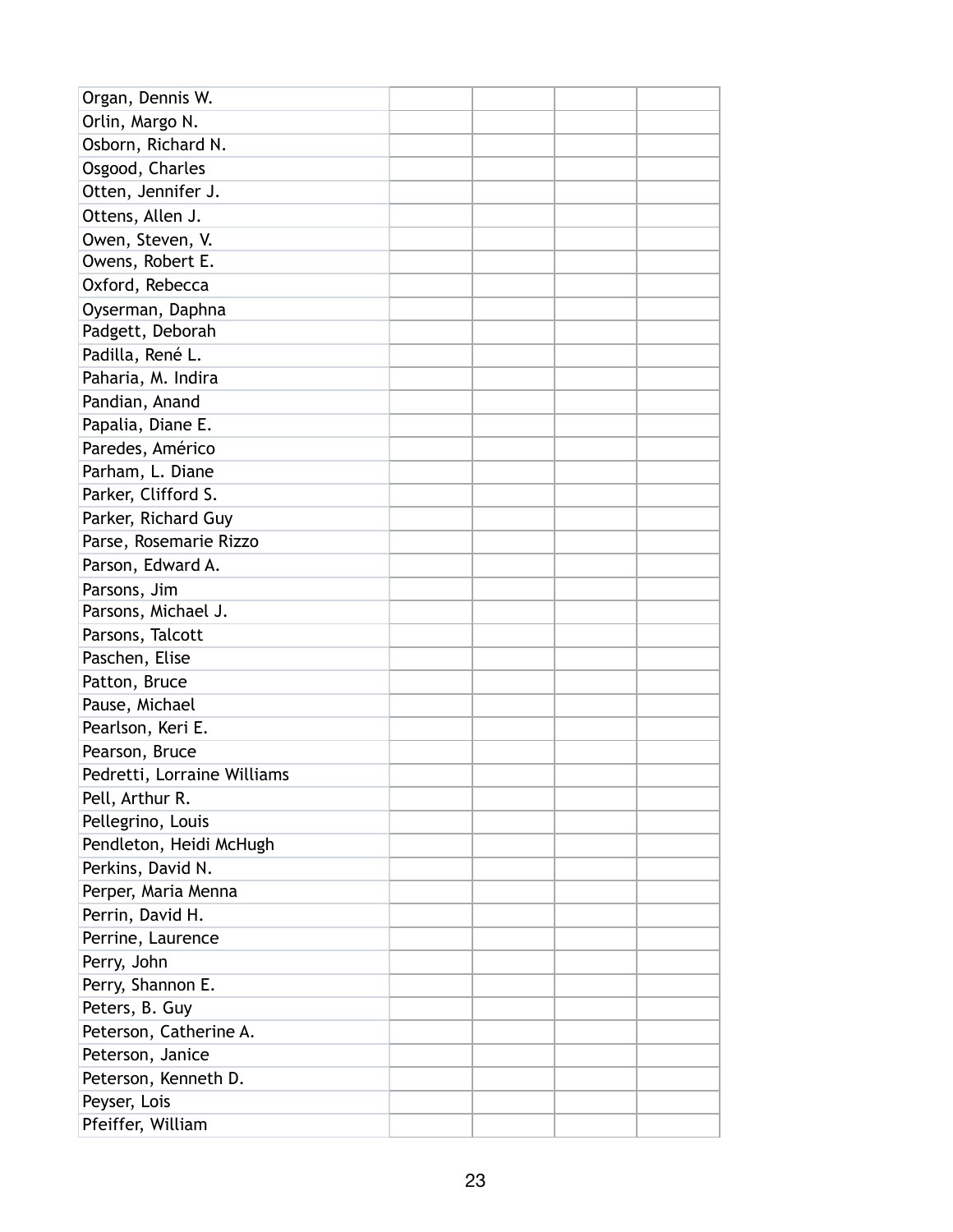| | | | | |
|---|---|---|---|---|
| Organ, Dennis W. | | | | |
| Orlin, Margo N. | | | | |
| Osborn, Richard N. | | | | |
| Osgood, Charles | | | | |
| Otten, Jennifer J. | | | | |
| Ottens, Allen J. | | | | |
| Owen, Steven, V. | | | | |
| Owens, Robert E. | | | | |
| Oxford, Rebecca | | | | |
| Oyserman, Daphna | | | | |
| Padgett, Deborah | | | | |
| Padilla, René L. | | | | |
| Paharia, M. Indira | | | | |
| Pandian, Anand | | | | |
| Papalia, Diane E. | | | | |
| Paredes, Américo | | | | |
| Parham, L. Diane | | | | |
| Parker, Clifford S. | | | | |
| Parker, Richard Guy | | | | |
| Parse, Rosemarie Rizzo | | | | |
| Parson, Edward A. | | | | |
| Parsons, Jim | | | | |
| Parsons, Michael J. | | | | |
| Parsons, Talcott | | | | |
| Paschen, Elise | | | | |
| Patton, Bruce | | | | |
| Pause, Michael | | | | |
| Pearlson, Keri E. | | | | |
| Pearson, Bruce | | | | |
| Pedretti, Lorraine Williams | | | | |
| Pell, Arthur R. | | | | |
| Pellegrino, Louis | | | | |
| Pendleton, Heidi McHugh | | | | |
| Perkins, David N. | | | | |
| Perper, Maria Menna | | | | |
| Perrin, David H. | | | | |
| Perrine, Laurence | | | | |
| Perry, John | | | | |
| Perry, Shannon E. | | | | |
| Peters, B. Guy | | | | |
| Peterson, Catherine A. | | | | |
| Peterson, Janice | | | | |
| Peterson, Kenneth D. | | | | |
| Peyser, Lois | | | | |
| Pfeiffer, William | | | | |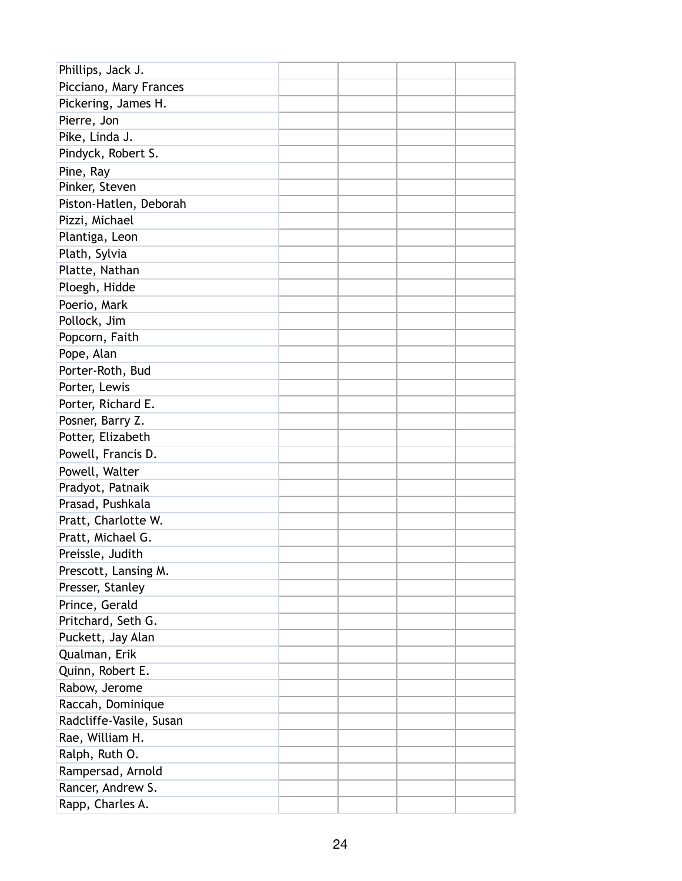| | | | | |
|---|---|---|---|---|
| Phillips, Jack J. | | | | |
| Picciano, Mary Frances | | | | |
| Pickering, James H. | | | | |
| Pierre, Jon | | | | |
| Pike, Linda J. | | | | |
| Pindyck, Robert S. | | | | |
| Pine, Ray | | | | |
| Pinker, Steven | | | | |
| Piston-Hatlen, Deborah | | | | |
| Pizzi, Michael | | | | |
| Plantiga, Leon | | | | |
| Plath, Sylvia | | | | |
| Platte, Nathan | | | | |
| Ploegh, Hidde | | | | |
| Poerio, Mark | | | | |
| Pollock, Jim | | | | |
| Popcorn, Faith | | | | |
| Pope, Alan | | | | |
| Porter-Roth, Bud | | | | |
| Porter, Lewis | | | | |
| Porter, Richard E. | | | | |
| Posner, Barry Z. | | | | |
| Potter, Elizabeth | | | | |
| Powell, Francis D. | | | | |
| Powell, Walter | | | | |
| Pradyot, Patnaik | | | | |
| Prasad, Pushkala | | | | |
| Pratt, Charlotte W. | | | | |
| Pratt, Michael G. | | | | |
| Preissle, Judith | | | | |
| Prescott, Lansing M. | | | | |
| Presser, Stanley | | | | |
| Prince, Gerald | | | | |
| Pritchard, Seth G. | | | | |
| Puckett, Jay Alan | | | | |
| Qualman, Erik | | | | |
| Quinn, Robert E. | | | | |
| Rabow, Jerome | | | | |
| Raccah, Dominique | | | | |
| Radcliffe-Vasile, Susan | | | | |
| Rae, William H. | | | | |
| Ralph, Ruth O. | | | | |
| Rampersad, Arnold | | | | |
| Rancer, Andrew S. | | | | |
| Rapp, Charles A. | | | | |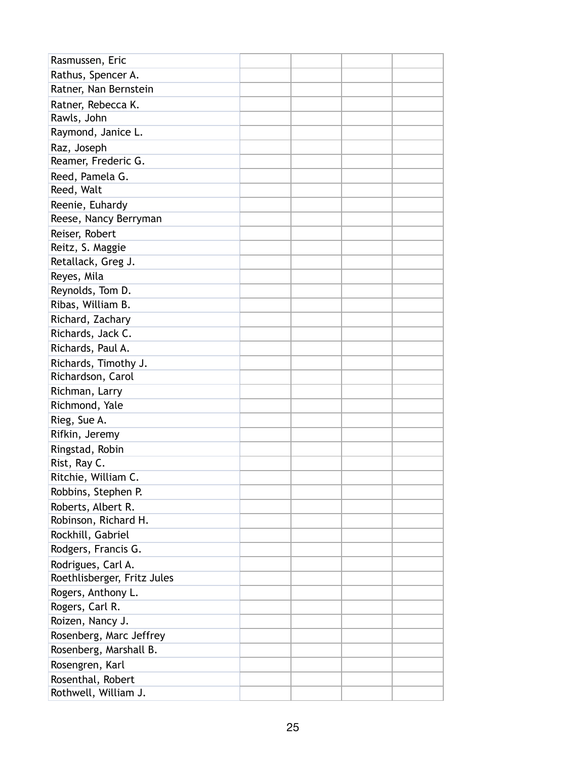| | | | | |
|---|---|---|---|---|
| Rasmussen, Eric | | | | |
| Rathus, Spencer A. | | | | |
| Ratner, Nan Bernstein | | | | |
| Ratner, Rebecca K. | | | | |
| Rawls, John | | | | |
| Raymond, Janice L. | | | | |
| Raz, Joseph | | | | |
| Reamer, Frederic G. | | | | |
| Reed, Pamela G. | | | | |
| Reed, Walt | | | | |
| Reenie, Euhardy | | | | |
| Reese, Nancy Berryman | | | | |
| Reiser, Robert | | | | |
| Reitz, S. Maggie | | | | |
| Retallack, Greg J. | | | | |
| Reyes, Mila | | | | |
| Reynolds, Tom D. | | | | |
| Ribas, William B. | | | | |
| Richard, Zachary | | | | |
| Richards, Jack C. | | | | |
| Richards, Paul A. | | | | |
| Richards, Timothy J. | | | | |
| Richardson, Carol | | | | |
| Richman, Larry | | | | |
| Richmond, Yale | | | | |
| Rieg, Sue A. | | | | |
| Rifkin, Jeremy | | | | |
| Ringstad, Robin | | | | |
| Rist, Ray C. | | | | |
| Ritchie, William C. | | | | |
| Robbins, Stephen P. | | | | |
| Roberts, Albert R. | | | | |
| Robinson, Richard H. | | | | |
| Rockhill, Gabriel | | | | |
| Rodgers, Francis G. | | | | |
| Rodrigues, Carl A. | | | | |
| Roethlisberger, Fritz Jules | | | | |
| Rogers, Anthony L. | | | | |
| Rogers, Carl R. | | | | |
| Roizen, Nancy J. | | | | |
| Rosenberg, Marc Jeffrey | | | | |
| Rosenberg, Marshall B. | | | | |
| Rosengren, Karl | | | | |
| Rosenthal, Robert | | | | |
| Rothwell, William J. | | | | |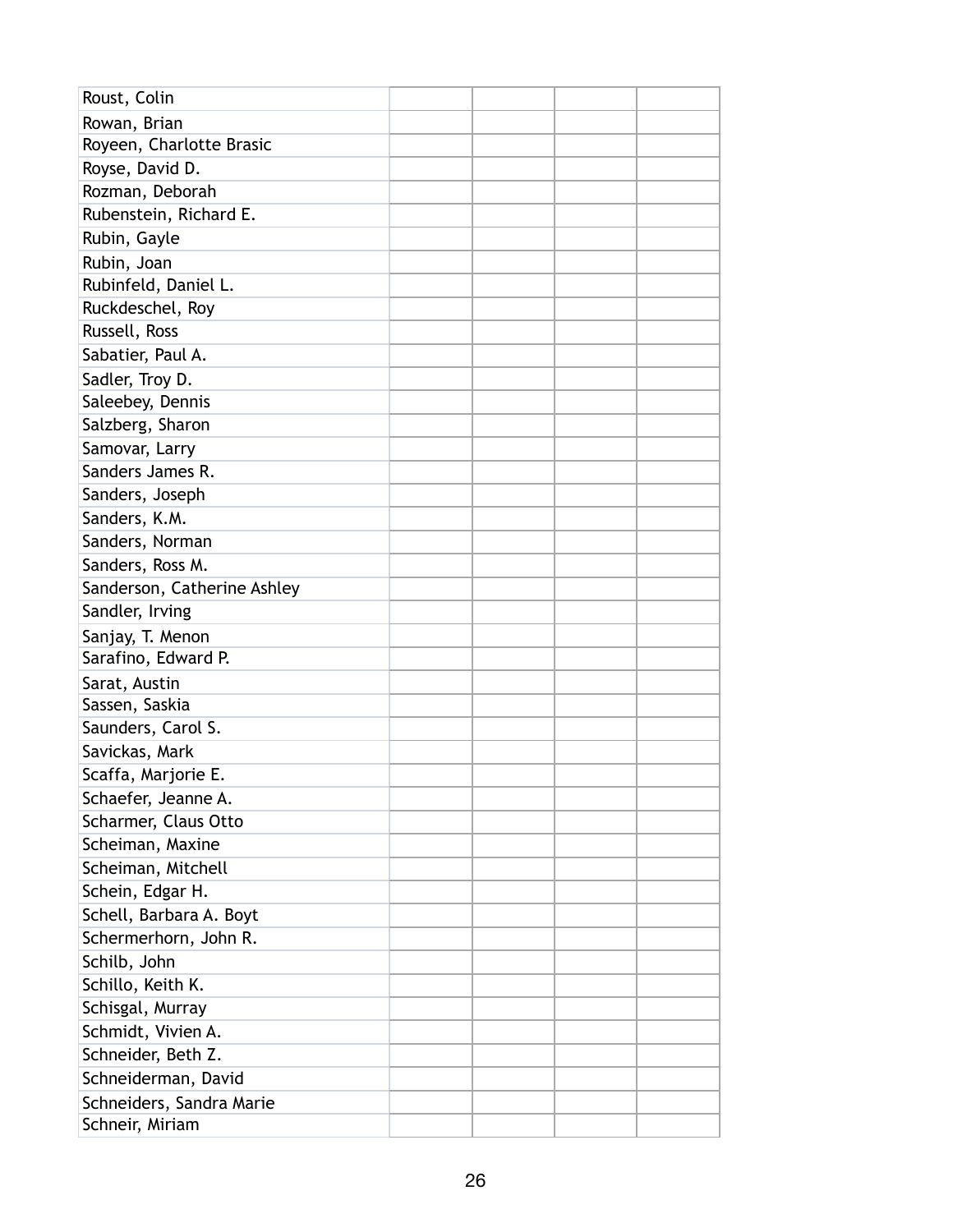| | | | | |
|---|---|---|---|---|
| Roust, Colin | | | | |
| Rowan, Brian | | | | |
| Royeen, Charlotte Brasic | | | | |
| Royse, David D. | | | | |
| Rozman, Deborah | | | | |
| Rubenstein, Richard E. | | | | |
| Rubin, Gayle | | | | |
| Rubin, Joan | | | | |
| Rubinfeld, Daniel L. | | | | |
| Ruckdeschel, Roy | | | | |
| Russell, Ross | | | | |
| Sabatier, Paul A. | | | | |
| Sadler, Troy D. | | | | |
| Saleebey, Dennis | | | | |
| Salzberg, Sharon | | | | |
| Samovar, Larry | | | | |
| Sanders James R. | | | | |
| Sanders, Joseph | | | | |
| Sanders, K.M. | | | | |
| Sanders, Norman | | | | |
| Sanders, Ross M. | | | | |
| Sanderson, Catherine Ashley | | | | |
| Sandler, Irving | | | | |
| Sanjay, T. Menon | | | | |
| Sarafino, Edward P. | | | | |
| Sarat, Austin | | | | |
| Sassen, Saskia | | | | |
| Saunders, Carol S. | | | | |
| Savickas, Mark | | | | |
| Scaffa, Marjorie E. | | | | |
| Schaefer, Jeanne A. | | | | |
| Scharmer, Claus Otto | | | | |
| Scheiman, Maxine | | | | |
| Scheiman, Mitchell | | | | |
| Schein, Edgar H. | | | | |
| Schell, Barbara A. Boyt | | | | |
| Schermerhorn, John R. | | | | |
| Schilb, John | | | | |
| Schillo, Keith K. | | | | |
| Schisgal, Murray | | | | |
| Schmidt, Vivien A. | | | | |
| Schneider, Beth Z. | | | | |
| Schneiderman, David | | | | |
| Schneiders, Sandra Marie | | | | |
| Schneir, Miriam | | | | |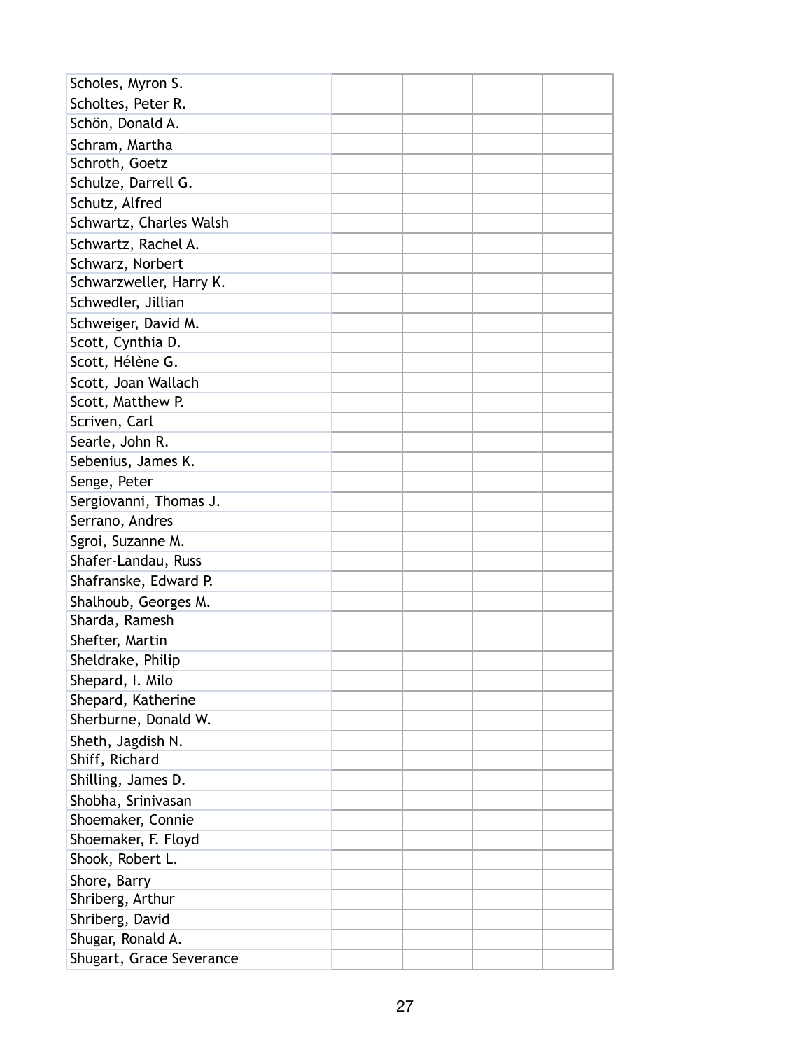| | | | | |
|---|---|---|---|---|
| Scholes, Myron S. | | | | |
| Scholtes, Peter R. | | | | |
| Schön, Donald A. | | | | |
| Schram, Martha | | | | |
| Schroth, Goetz | | | | |
| Schulze, Darrell G. | | | | |
| Schutz, Alfred | | | | |
| Schwartz, Charles Walsh | | | | |
| Schwartz, Rachel A. | | | | |
| Schwarz, Norbert | | | | |
| Schwarzweller, Harry K. | | | | |
| Schwedler, Jillian | | | | |
| Schweiger, David M. | | | | |
| Scott, Cynthia D. | | | | |
| Scott, Hélène G. | | | | |
| Scott, Joan Wallach | | | | |
| Scott, Matthew P. | | | | |
| Scriven, Carl | | | | |
| Searle, John R. | | | | |
| Sebenius, James K. | | | | |
| Senge, Peter | | | | |
| Sergiovanni, Thomas J. | | | | |
| Serrano, Andres | | | | |
| Sgroi, Suzanne M. | | | | |
| Shafer-Landau, Russ | | | | |
| Shafranske, Edward P. | | | | |
| Shalhoub, Georges M. | | | | |
| Sharda, Ramesh | | | | |
| Shefter, Martin | | | | |
| Sheldrake, Philip | | | | |
| Shepard, I. Milo | | | | |
| Shepard, Katherine | | | | |
| Sherburne, Donald W. | | | | |
| Sheth, Jagdish N. | | | | |
| Shiff, Richard | | | | |
| Shilling, James D. | | | | |
| Shobha, Srinivasan | | | | |
| Shoemaker, Connie | | | | |
| Shoemaker, F. Floyd | | | | |
| Shook, Robert L. | | | | |
| Shore, Barry | | | | |
| Shriberg, Arthur | | | | |
| Shriberg, David | | | | |
| Shugar, Ronald A. | | | | |
| Shugart, Grace Severance | | | | |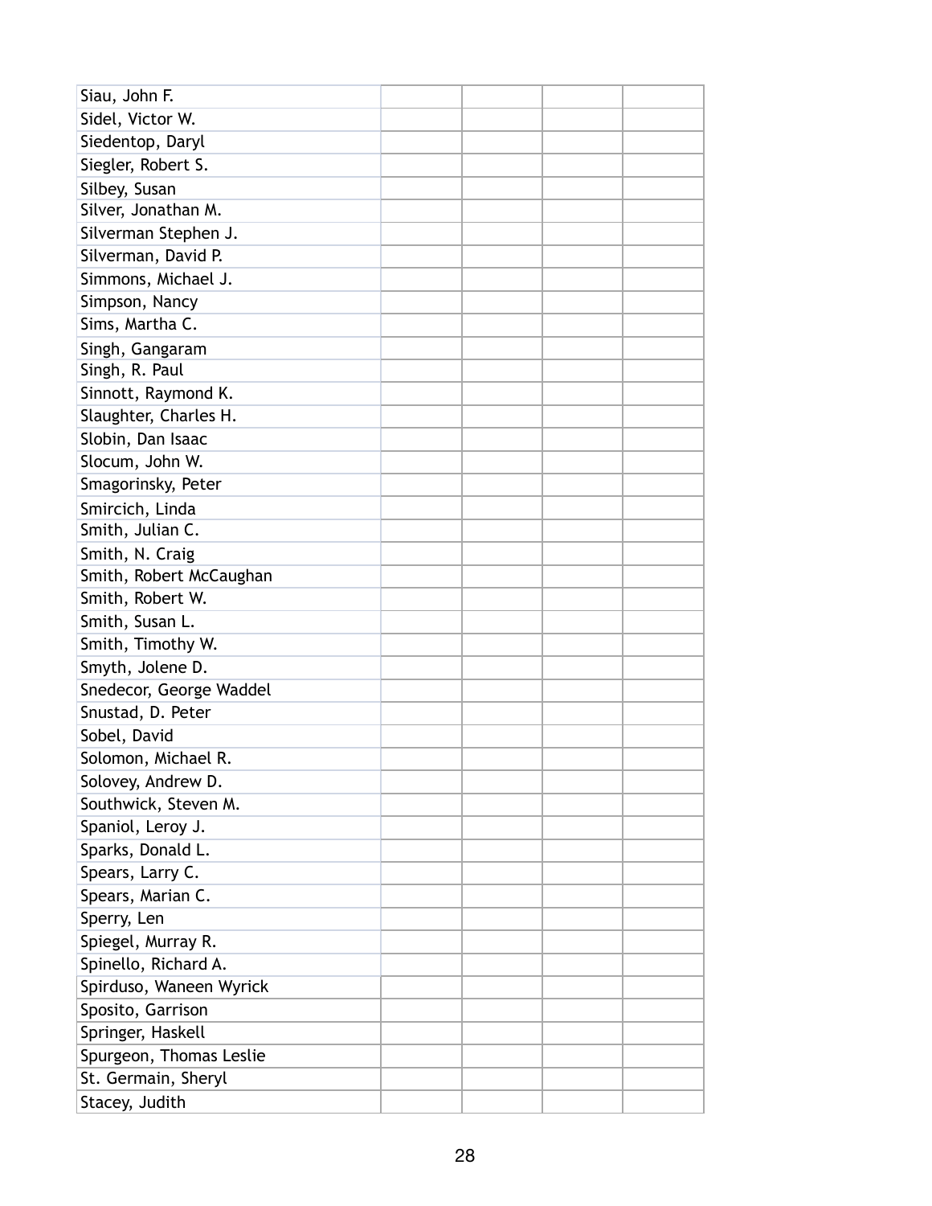| | | | | |
|---|---|---|---|---|
| Siau, John F. | | | | |
| Sidel, Victor W. | | | | |
| Siedentop, Daryl | | | | |
| Siegler, Robert S. | | | | |
| Silbey, Susan | | | | |
| Silver, Jonathan M. | | | | |
| Silverman Stephen J. | | | | |
| Silverman, David P. | | | | |
| Simmons, Michael J. | | | | |
| Simpson, Nancy | | | | |
| Sims, Martha C. | | | | |
| Singh, Gangaram | | | | |
| Singh, R. Paul | | | | |
| Sinnott, Raymond K. | | | | |
| Slaughter, Charles H. | | | | |
| Slobin, Dan Isaac | | | | |
| Slocum, John W. | | | | |
| Smagorinsky, Peter | | | | |
| Smircich, Linda | | | | |
| Smith, Julian C. | | | | |
| Smith, N. Craig | | | | |
| Smith, Robert McCaughan | | | | |
| Smith, Robert W. | | | | |
| Smith, Susan L. | | | | |
| Smith, Timothy W. | | | | |
| Smyth, Jolene D. | | | | |
| Snedecor, George Waddel | | | | |
| Snustad, D. Peter | | | | |
| Sobel, David | | | | |
| Solomon, Michael R. | | | | |
| Solovey, Andrew D. | | | | |
| Southwick, Steven M. | | | | |
| Spaniol, Leroy J. | | | | |
| Sparks, Donald L. | | | | |
| Spears, Larry C. | | | | |
| Spears, Marian C. | | | | |
| Sperry, Len | | | | |
| Spiegel, Murray R. | | | | |
| Spinello, Richard A. | | | | |
| Spirduso, Waneen Wyrick | | | | |
| Sposito, Garrison | | | | |
| Springer, Haskell | | | | |
| Spurgeon, Thomas Leslie | | | | |
| St. Germain, Sheryl | | | | |
| Stacey, Judith | | | | |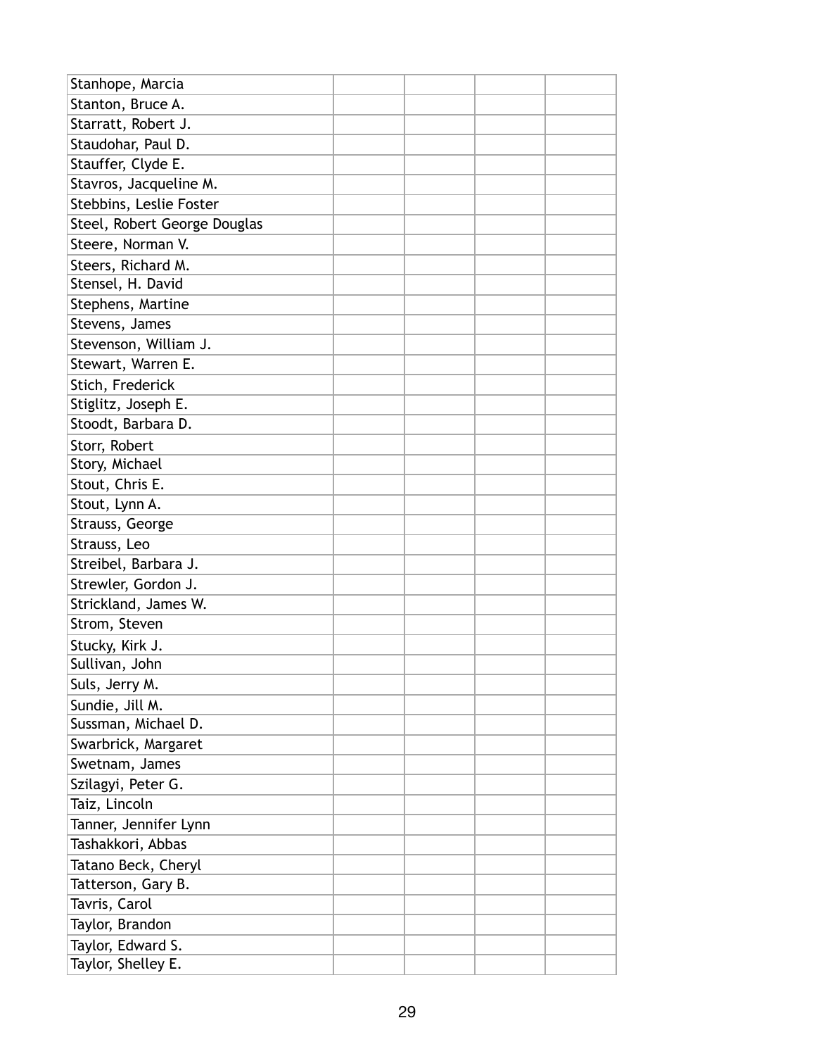| | | | | |
|---|---|---|---|---|
| Stanhope, Marcia | | | | |
| Stanton, Bruce A. | | | | |
| Starratt, Robert J. | | | | |
| Staudohar, Paul D. | | | | |
| Stauffer, Clyde E. | | | | |
| Stavros, Jacqueline M. | | | | |
| Stebbins, Leslie Foster | | | | |
| Steel, Robert George Douglas | | | | |
| Steere, Norman V. | | | | |
| Steers, Richard M. | | | | |
| Stensel, H. David | | | | |
| Stephens, Martine | | | | |
| Stevens, James | | | | |
| Stevenson, William J. | | | | |
| Stewart, Warren E. | | | | |
| Stich, Frederick | | | | |
| Stiglitz, Joseph E. | | | | |
| Stoodt, Barbara D. | | | | |
| Storr, Robert | | | | |
| Story, Michael | | | | |
| Stout, Chris E. | | | | |
| Stout, Lynn A. | | | | |
| Strauss, George | | | | |
| Strauss, Leo | | | | |
| Streibel, Barbara J. | | | | |
| Strewler, Gordon J. | | | | |
| Strickland, James W. | | | | |
| Strom, Steven | | | | |
| Stucky, Kirk J. | | | | |
| Sullivan, John | | | | |
| Suls, Jerry M. | | | | |
| Sundie, Jill M. | | | | |
| Sussman, Michael D. | | | | |
| Swarbrick, Margaret | | | | |
| Swetnam, James | | | | |
| Szilagyi, Peter G. | | | | |
| Taiz, Lincoln | | | | |
| Tanner, Jennifer Lynn | | | | |
| Tashakkori, Abbas | | | | |
| Tatano Beck, Cheryl | | | | |
| Tatterson, Gary B. | | | | |
| Tavris, Carol | | | | |
| Taylor, Brandon | | | | |
| Taylor, Edward S. | | | | |
| Taylor, Shelley E. | | | | |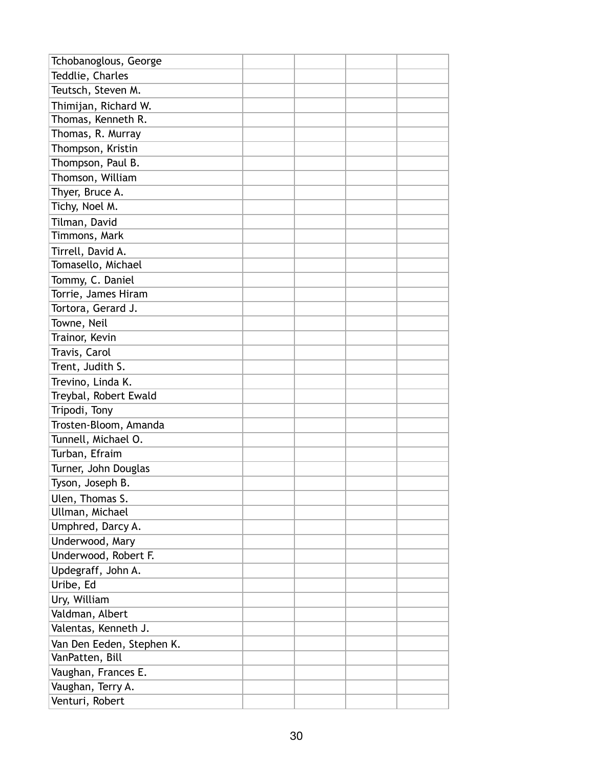| | | | | |
|---|---|---|---|---|
| Tchobanoglous, George | | | | |
| Teddlie, Charles | | | | |
| Teutsch, Steven M. | | | | |
| Thimijan, Richard W. | | | | |
| Thomas, Kenneth R. | | | | |
| Thomas, R. Murray | | | | |
| Thompson, Kristin | | | | |
| Thompson, Paul B. | | | | |
| Thomson, William | | | | |
| Thyer, Bruce A. | | | | |
| Tichy, Noel M. | | | | |
| Tilman, David | | | | |
| Timmons, Mark | | | | |
| Tirrell, David A. | | | | |
| Tomasello, Michael | | | | |
| Tommy, C. Daniel | | | | |
| Torrie, James Hiram | | | | |
| Tortora, Gerard J. | | | | |
| Towne, Neil | | | | |
| Trainor, Kevin | | | | |
| Travis, Carol | | | | |
| Trent, Judith S. | | | | |
| Trevino, Linda K. | | | | |
| Treybal, Robert Ewald | | | | |
| Tripodi, Tony | | | | |
| Trosten-Bloom, Amanda | | | | |
| Tunnell, Michael O. | | | | |
| Turban, Efraim | | | | |
| Turner, John Douglas | | | | |
| Tyson, Joseph B. | | | | |
| Ulen, Thomas S. | | | | |
| Ullman, Michael | | | | |
| Umphred, Darcy A. | | | | |
| Underwood, Mary | | | | |
| Underwood, Robert F. | | | | |
| Updegraff, John A. | | | | |
| Uribe, Ed | | | | |
| Ury, William | | | | |
| Valdman, Albert | | | | |
| Valentas, Kenneth J. | | | | |
| Van Den Eeden, Stephen K. | | | | |
| VanPatten, Bill | | | | |
| Vaughan, Frances E. | | | | |
| Vaughan, Terry A. | | | | |
| Venturi, Robert | | | | |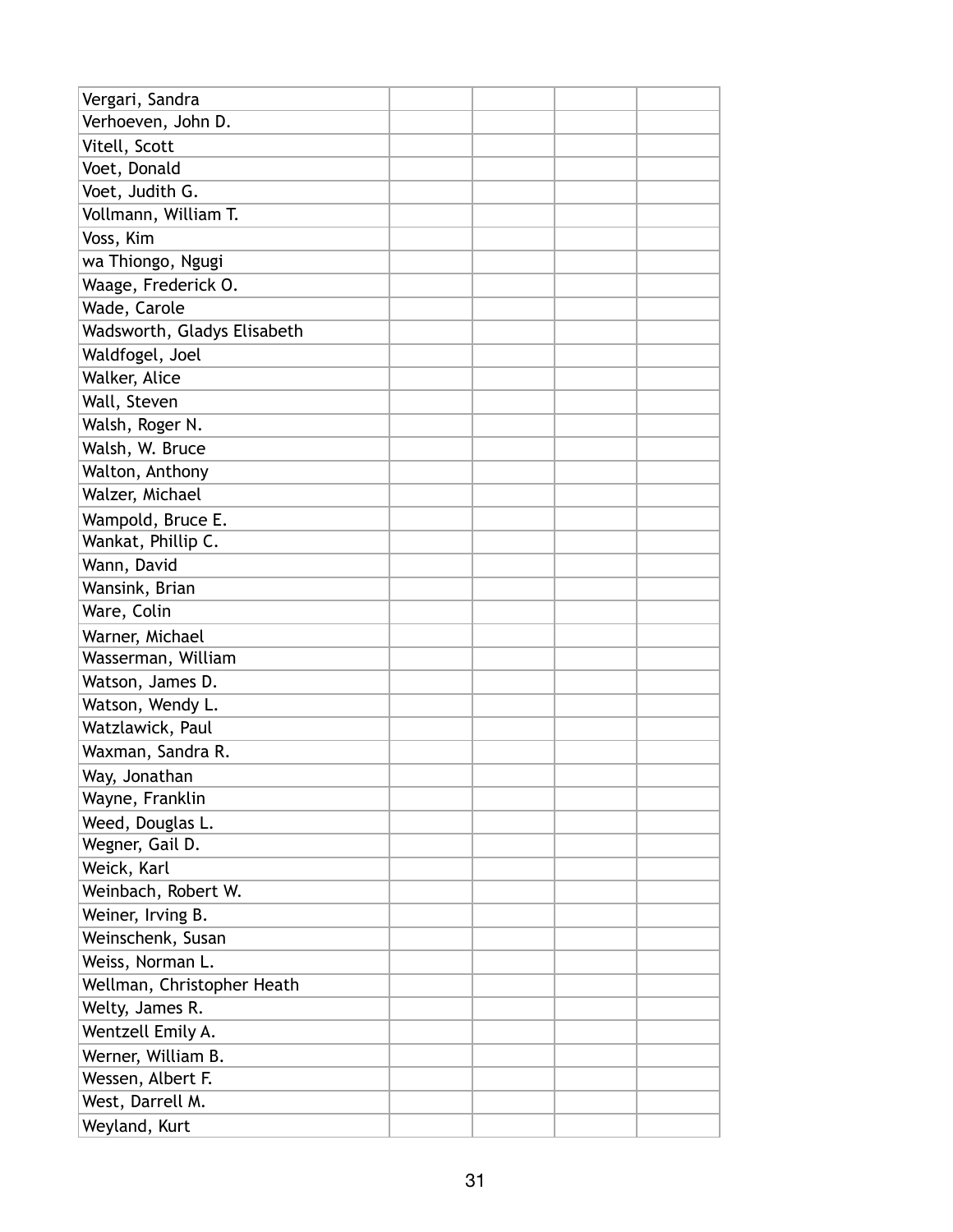| | | | | |
|---|---|---|---|---|
| Vergari, Sandra | | | | |
| Verhoeven, John D. | | | | |
| Vitell, Scott | | | | |
| Voet, Donald | | | | |
| Voet, Judith G. | | | | |
| Vollmann, William T. | | | | |
| Voss, Kim | | | | |
| wa Thiongo, Ngugi | | | | |
| Waage, Frederick O. | | | | |
| Wade, Carole | | | | |
| Wadsworth, Gladys Elisabeth | | | | |
| Waldfogel, Joel | | | | |
| Walker, Alice | | | | |
| Wall, Steven | | | | |
| Walsh, Roger N. | | | | |
| Walsh, W. Bruce | | | | |
| Walton, Anthony | | | | |
| Walzer, Michael | | | | |
| Wampold, Bruce E. | | | | |
| Wankat, Phillip C. | | | | |
| Wann, David | | | | |
| Wansink, Brian | | | | |
| Ware, Colin | | | | |
| Warner, Michael | | | | |
| Wasserman, William | | | | |
| Watson, James D. | | | | |
| Watson, Wendy L. | | | | |
| Watzlawick, Paul | | | | |
| Waxman, Sandra R. | | | | |
| Way, Jonathan | | | | |
| Wayne, Franklin | | | | |
| Weed, Douglas L. | | | | |
| Wegner, Gail D. | | | | |
| Weick, Karl | | | | |
| Weinbach, Robert W. | | | | |
| Weiner, Irving B. | | | | |
| Weinschenk, Susan | | | | |
| Weiss, Norman L. | | | | |
| Wellman, Christopher Heath | | | | |
| Welty, James R. | | | | |
| Wentzell Emily A. | | | | |
| Werner, William B. | | | | |
| Wessen, Albert F. | | | | |
| West, Darrell M. | | | | |
| Weyland, Kurt | | | | |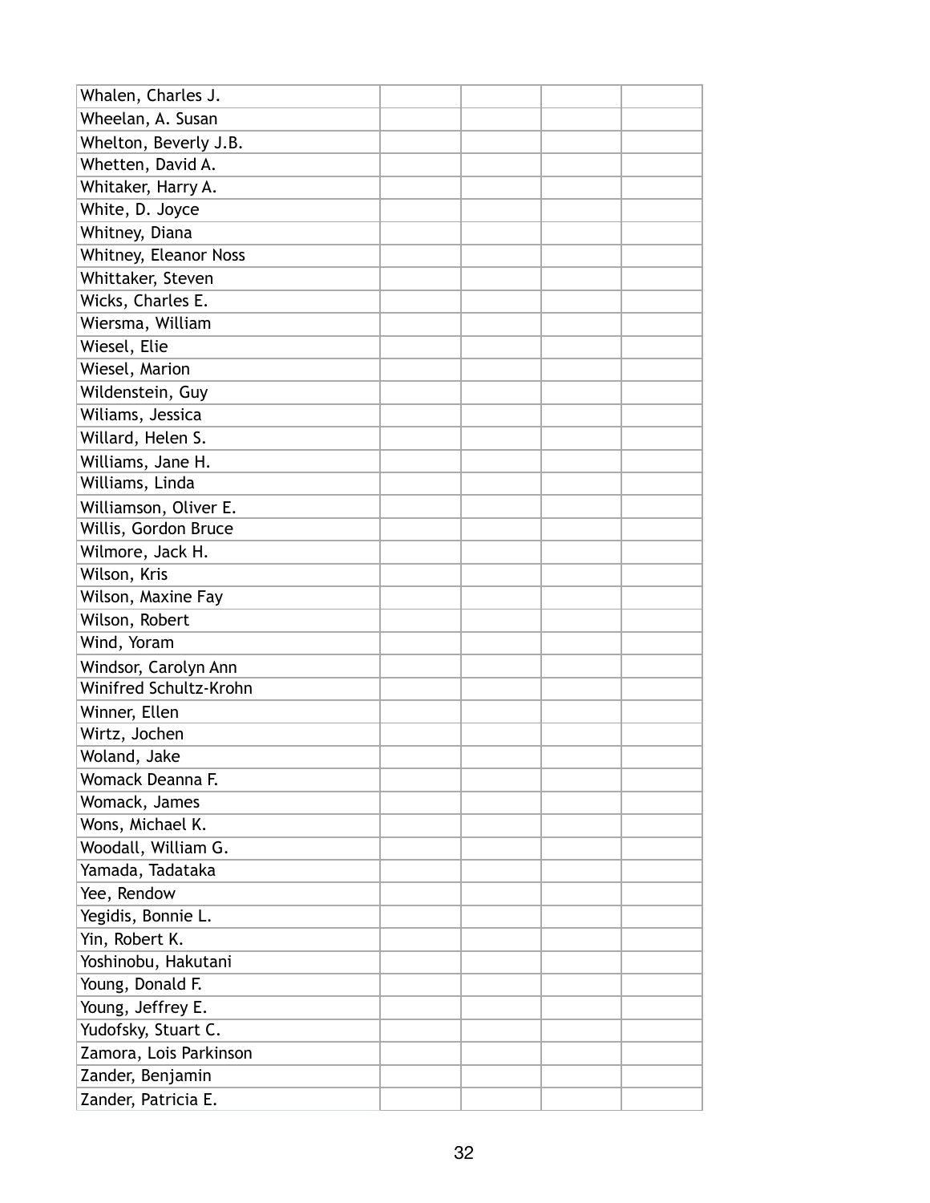| | | | | |
|---|---|---|---|---|
| Whalen, Charles J. | | | | |
| Wheelan, A. Susan | | | | |
| Whelton, Beverly J.B. | | | | |
| Whetten, David A. | | | | |
| Whitaker, Harry A. | | | | |
| White, D. Joyce | | | | |
| Whitney, Diana | | | | |
| Whitney, Eleanor Noss | | | | |
| Whittaker, Steven | | | | |
| Wicks, Charles E. | | | | |
| Wiersma, William | | | | |
| Wiesel, Elie | | | | |
| Wiesel, Marion | | | | |
| Wildenstein, Guy | | | | |
| Wiliams, Jessica | | | | |
| Willard, Helen S. | | | | |
| Williams, Jane H. | | | | |
| Williams, Linda | | | | |
| Williamson, Oliver E. | | | | |
| Willis, Gordon Bruce | | | | |
| Wilmore, Jack H. | | | | |
| Wilson, Kris | | | | |
| Wilson, Maxine Fay | | | | |
| Wilson, Robert | | | | |
| Wind, Yoram | | | | |
| Windsor, Carolyn Ann | | | | |
| Winifred Schultz-Krohn | | | | |
| Winner, Ellen | | | | |
| Wirtz, Jochen | | | | |
| Woland, Jake | | | | |
| Womack Deanna F. | | | | |
| Womack, James | | | | |
| Wons, Michael K. | | | | |
| Woodall, William G. | | | | |
| Yamada, Tadataka | | | | |
| Yee, Rendow | | | | |
| Yegidis, Bonnie L. | | | | |
| Yin, Robert K. | | | | |
| Yoshinobu, Hakutani | | | | |
| Young, Donald F. | | | | |
| Young, Jeffrey E. | | | | |
| Yudofsky, Stuart C. | | | | |
| Zamora, Lois Parkinson | | | | |
| Zander, Benjamin | | | | |
| Zander, Patricia E. | | | | |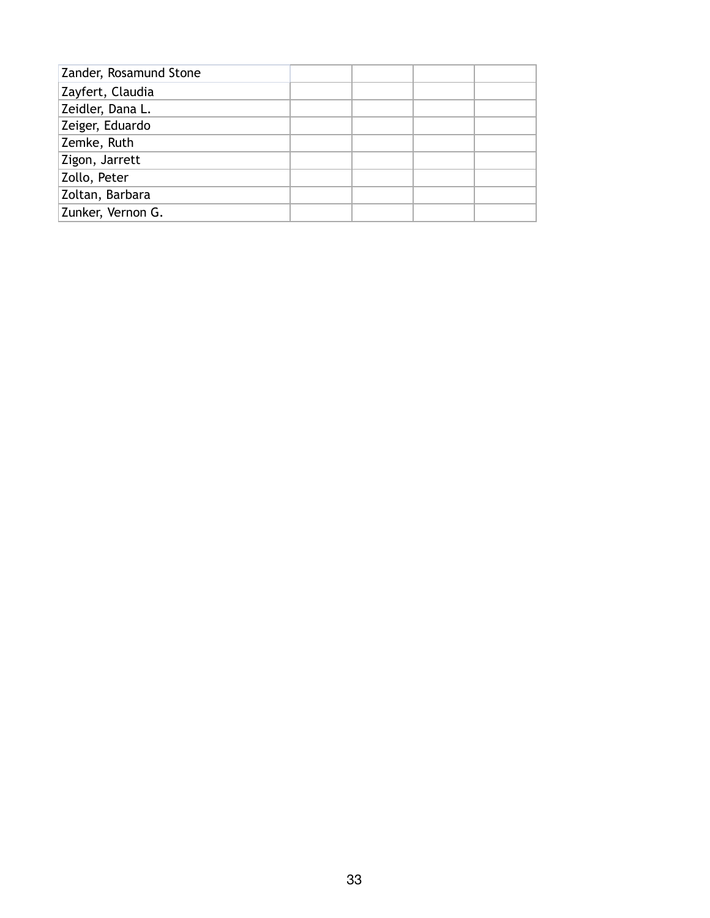| | | | | |
|---|---|---|---|---|
| Zander, Rosamund Stone | | | | |
| Zayfert, Claudia | | | | |
| Zeidler, Dana L. | | | | |
| Zeiger, Eduardo | | | | |
| Zemke, Ruth | | | | |
| Zigon, Jarrett | | | | |
| Zollo, Peter | | | | |
| Zoltan, Barbara | | | | |
| Zunker, Vernon G. | | | | |